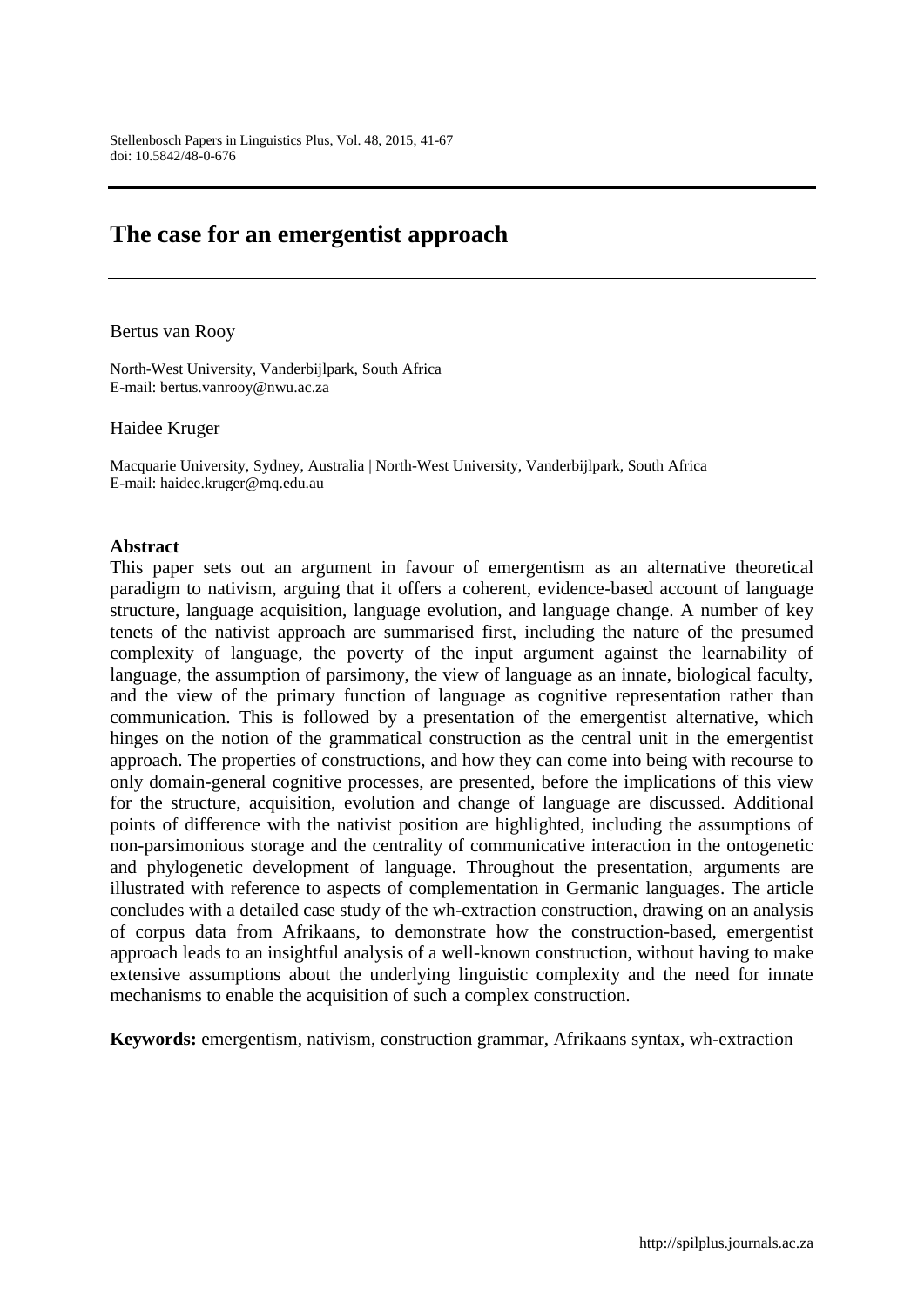# The case for an emergentist approach

Bertus van Rooy

North-West University, Vanderbijlpark, South Africa
E-mail: bertus.vanrooy@nwu.ac.za

Haidee Kruger

Macquarie University, Sydney, Australia | North-West University, Vanderbijlpark, South Africa
E-mail: haidee.kruger@mq.edu.au

### Abstract

This paper sets out an argument in favour of emergentism as an alternative theoretical paradigm to nativism, arguing that it offers a coherent, evidence-based account of language structure, language acquisition, language evolution, and language change. A number of key tenets of the nativist approach are summarised first, including the nature of the presumed complexity of language, the poverty of the input argument against the learnability of language, the assumption of parsimony, the view of language as an innate, biological faculty, and the view of the primary function of language as cognitive representation rather than communication. This is followed by a presentation of the emergentist alternative, which hinges on the notion of the grammatical construction as the central unit in the emergentist approach. The properties of constructions, and how they can come into being with recourse to only domain-general cognitive processes, are presented, before the implications of this view for the structure, acquisition, evolution and change of language are discussed. Additional points of difference with the nativist position are highlighted, including the assumptions of non-parsimonious storage and the centrality of communicative interaction in the ontogenetic and phylogenetic development of language. Throughout the presentation, arguments are illustrated with reference to aspects of complementation in Germanic languages. The article concludes with a detailed case study of the wh-extraction construction, drawing on an analysis of corpus data from Afrikaans, to demonstrate how the construction-based, emergentist approach leads to an insightful analysis of a well-known construction, without having to make extensive assumptions about the underlying linguistic complexity and the need for innate mechanisms to enable the acquisition of such a complex construction.

**Keywords:** emergentism, nativism, construction grammar, Afrikaans syntax, wh-extraction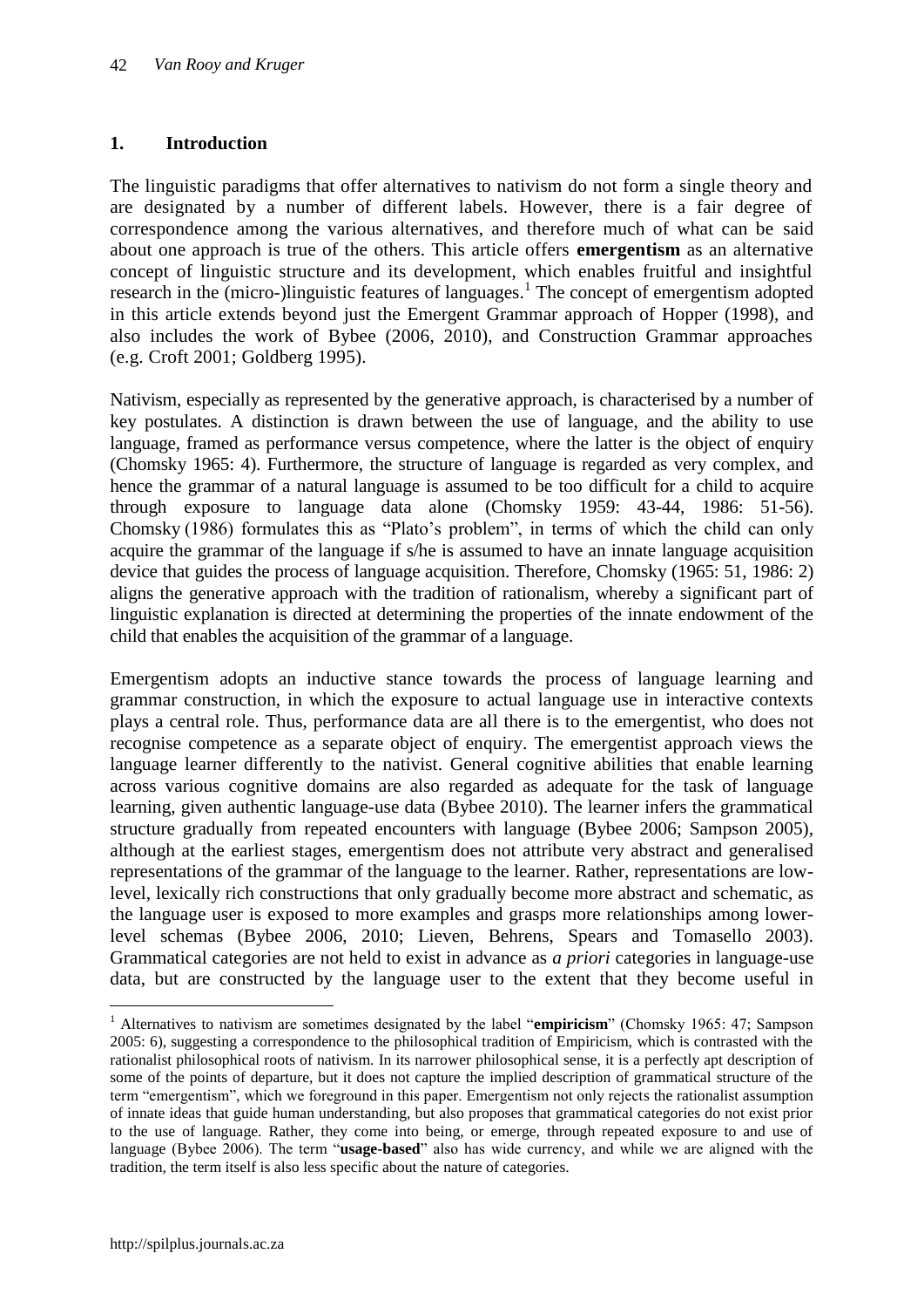## 1. Introduction

The linguistic paradigms that offer alternatives to nativism do not form a single theory and are designated by a number of different labels. However, there is a fair degree of correspondence among the various alternatives, and therefore much of what can be said about one approach is true of the others. This article offers **emergentism** as an alternative concept of linguistic structure and its development, which enables fruitful and insightful research in the (micro-)linguistic features of languages.[1] The concept of emergentism adopted in this article extends beyond just the Emergent Grammar approach of Hopper (1998), and also includes the work of Bybee (2006, 2010), and Construction Grammar approaches (e.g. Croft 2001; Goldberg 1995).

Nativism, especially as represented by the generative approach, is characterised by a number of key postulates. A distinction is drawn between the use of language, and the ability to use language, framed as performance versus competence, where the latter is the object of enquiry (Chomsky 1965: 4). Furthermore, the structure of language is regarded as very complex, and hence the grammar of a natural language is assumed to be too difficult for a child to acquire through exposure to language data alone (Chomsky 1959: 43-44, 1986: 51-56). Chomsky (1986) formulates this as "Plato's problem", in terms of which the child can only acquire the grammar of the language if s/he is assumed to have an innate language acquisition device that guides the process of language acquisition. Therefore, Chomsky (1965: 51, 1986: 2) aligns the generative approach with the tradition of rationalism, whereby a significant part of linguistic explanation is directed at determining the properties of the innate endowment of the child that enables the acquisition of the grammar of a language.

Emergentism adopts an inductive stance towards the process of language learning and grammar construction, in which the exposure to actual language use in interactive contexts plays a central role. Thus, performance data are all there is to the emergentist, who does not recognise competence as a separate object of enquiry. The emergentist approach views the language learner differently to the nativist. General cognitive abilities that enable learning across various cognitive domains are also regarded as adequate for the task of language learning, given authentic language-use data (Bybee 2010). The learner infers the grammatical structure gradually from repeated encounters with language (Bybee 2006; Sampson 2005), although at the earliest stages, emergentism does not attribute very abstract and generalised representations of the grammar of the language to the learner. Rather, representations are low-level, lexically rich constructions that only gradually become more abstract and schematic, as the language user is exposed to more examples and grasps more relationships among lower-level schemas (Bybee 2006, 2010; Lieven, Behrens, Spears and Tomasello 2003). Grammatical categories are not held to exist in advance as *a priori* categories in language-use data, but are constructed by the language user to the extent that they become useful in

---

[1] Alternatives to nativism are sometimes designated by the label "**empiricism**" (Chomsky 1965: 47; Sampson 2005: 6), suggesting a correspondence to the philosophical tradition of Empiricism, which is contrasted with the rationalist philosophical roots of nativism. In its narrower philosophical sense, it is a perfectly apt description of some of the points of departure, but it does not capture the implied description of grammatical structure of the term "emergentism", which we foreground in this paper. Emergentism not only rejects the rationalist assumption of innate ideas that guide human understanding, but also proposes that grammatical categories do not exist prior to the use of language. Rather, they come into being, or emerge, through repeated exposure to and use of language (Bybee 2006). The term "**usage-based**" also has wide currency, and while we are aligned with the tradition, the term itself is also less specific about the nature of categories.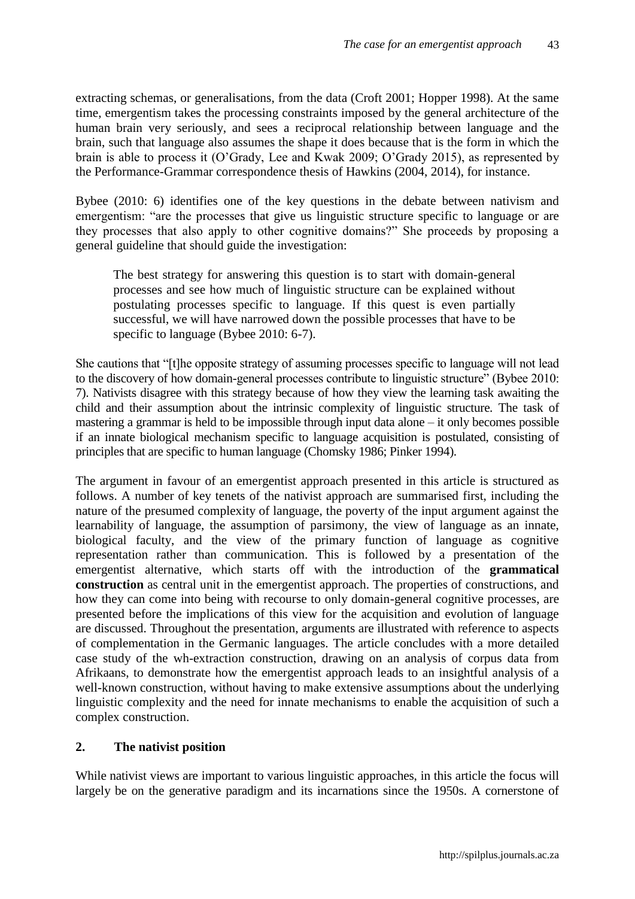extracting schemas, or generalisations, from the data (Croft 2001; Hopper 1998). At the same time, emergentism takes the processing constraints imposed by the general architecture of the human brain very seriously, and sees a reciprocal relationship between language and the brain, such that language also assumes the shape it does because that is the form in which the brain is able to process it (O'Grady, Lee and Kwak 2009; O'Grady 2015), as represented by the Performance-Grammar correspondence thesis of Hawkins (2004, 2014), for instance.

Bybee (2010: 6) identifies one of the key questions in the debate between nativism and emergentism: "are the processes that give us linguistic structure specific to language or are they processes that also apply to other cognitive domains?" She proceeds by proposing a general guideline that should guide the investigation:

> The best strategy for answering this question is to start with domain-general processes and see how much of linguistic structure can be explained without postulating processes specific to language. If this quest is even partially successful, we will have narrowed down the possible processes that have to be specific to language (Bybee 2010: 6-7).

She cautions that "[t]he opposite strategy of assuming processes specific to language will not lead to the discovery of how domain-general processes contribute to linguistic structure" (Bybee 2010: 7). Nativists disagree with this strategy because of how they view the learning task awaiting the child and their assumption about the intrinsic complexity of linguistic structure. The task of mastering a grammar is held to be impossible through input data alone – it only becomes possible if an innate biological mechanism specific to language acquisition is postulated, consisting of principles that are specific to human language (Chomsky 1986; Pinker 1994).

The argument in favour of an emergentist approach presented in this article is structured as follows. A number of key tenets of the nativist approach are summarised first, including the nature of the presumed complexity of language, the poverty of the input argument against the learnability of language, the assumption of parsimony, the view of language as an innate, biological faculty, and the view of the primary function of language as cognitive representation rather than communication. This is followed by a presentation of the emergentist alternative, which starts off with the introduction of the **grammatical construction** as central unit in the emergentist approach. The properties of constructions, and how they can come into being with recourse to only domain-general cognitive processes, are presented before the implications of this view for the acquisition and evolution of language are discussed. Throughout the presentation, arguments are illustrated with reference to aspects of complementation in the Germanic languages. The article concludes with a more detailed case study of the wh-extraction construction, drawing on an analysis of corpus data from Afrikaans, to demonstrate how the emergentist approach leads to an insightful analysis of a well-known construction, without having to make extensive assumptions about the underlying linguistic complexity and the need for innate mechanisms to enable the acquisition of such a complex construction.

## 2. The nativist position

While nativist views are important to various linguistic approaches, in this article the focus will largely be on the generative paradigm and its incarnations since the 1950s. A cornerstone of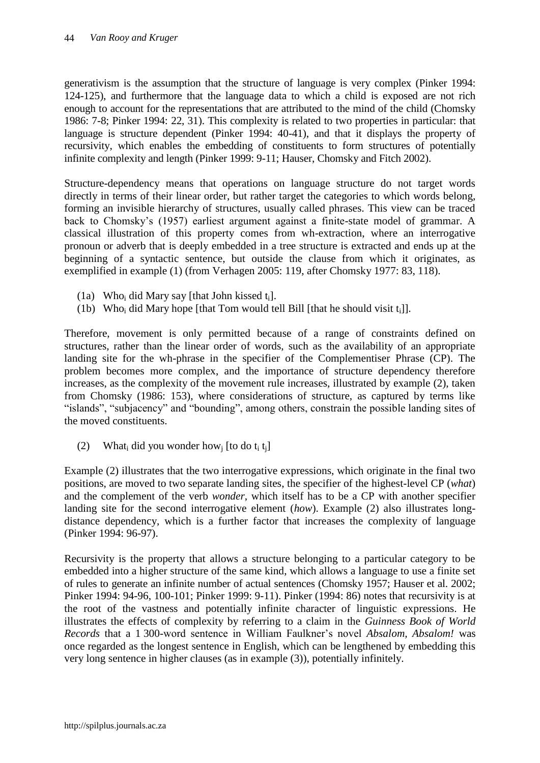generativism is the assumption that the structure of language is very complex (Pinker 1994: 124-125), and furthermore that the language data to which a child is exposed are not rich enough to account for the representations that are attributed to the mind of the child (Chomsky 1986: 7-8; Pinker 1994: 22, 31). This complexity is related to two properties in particular: that language is structure dependent (Pinker 1994: 40-41), and that it displays the property of recursivity, which enables the embedding of constituents to form structures of potentially infinite complexity and length (Pinker 1999: 9-11; Hauser, Chomsky and Fitch 2002).

Structure-dependency means that operations on language structure do not target words directly in terms of their linear order, but rather target the categories to which words belong, forming an invisible hierarchy of structures, usually called phrases. This view can be traced back to Chomsky's (1957) earliest argument against a finite-state model of grammar. A classical illustration of this property comes from wh-extraction, where an interrogative pronoun or adverb that is deeply embedded in a tree structure is extracted and ends up at the beginning of a syntactic sentence, but outside the clause from which it originates, as exemplified in example (1) (from Verhagen 2005: 119, after Chomsky 1977: 83, 118).

(1a) Who$_i$ did Mary say [that John kissed t$_i$].
(1b) Who$_i$ did Mary hope [that Tom would tell Bill [that he should visit t$_i$]].

Therefore, movement is only permitted because of a range of constraints defined on structures, rather than the linear order of words, such as the availability of an appropriate landing site for the wh-phrase in the specifier of the Complementiser Phrase (CP). The problem becomes more complex, and the importance of structure dependency therefore increases, as the complexity of the movement rule increases, illustrated by example (2), taken from Chomsky (1986: 153), where considerations of structure, as captured by terms like "islands", "subjacency" and "bounding", among others, constrain the possible landing sites of the moved constituents.

(2) What$_i$ did you wonder how$_j$ [to do t$_i$ t$_j$]

Example (2) illustrates that the two interrogative expressions, which originate in the final two positions, are moved to two separate landing sites, the specifier of the highest-level CP (*what*) and the complement of the verb *wonder*, which itself has to be a CP with another specifier landing site for the second interrogative element (*how*). Example (2) also illustrates long-distance dependency, which is a further factor that increases the complexity of language (Pinker 1994: 96-97).

Recursivity is the property that allows a structure belonging to a particular category to be embedded into a higher structure of the same kind, which allows a language to use a finite set of rules to generate an infinite number of actual sentences (Chomsky 1957; Hauser et al. 2002; Pinker 1994: 94-96, 100-101; Pinker 1999: 9-11). Pinker (1994: 86) notes that recursivity is at the root of the vastness and potentially infinite character of linguistic expressions. He illustrates the effects of complexity by referring to a claim in the *Guinness Book of World Records* that a 1 300-word sentence in William Faulkner's novel *Absalom, Absalom!* was once regarded as the longest sentence in English, which can be lengthened by embedding this very long sentence in higher clauses (as in example (3)), potentially infinitely.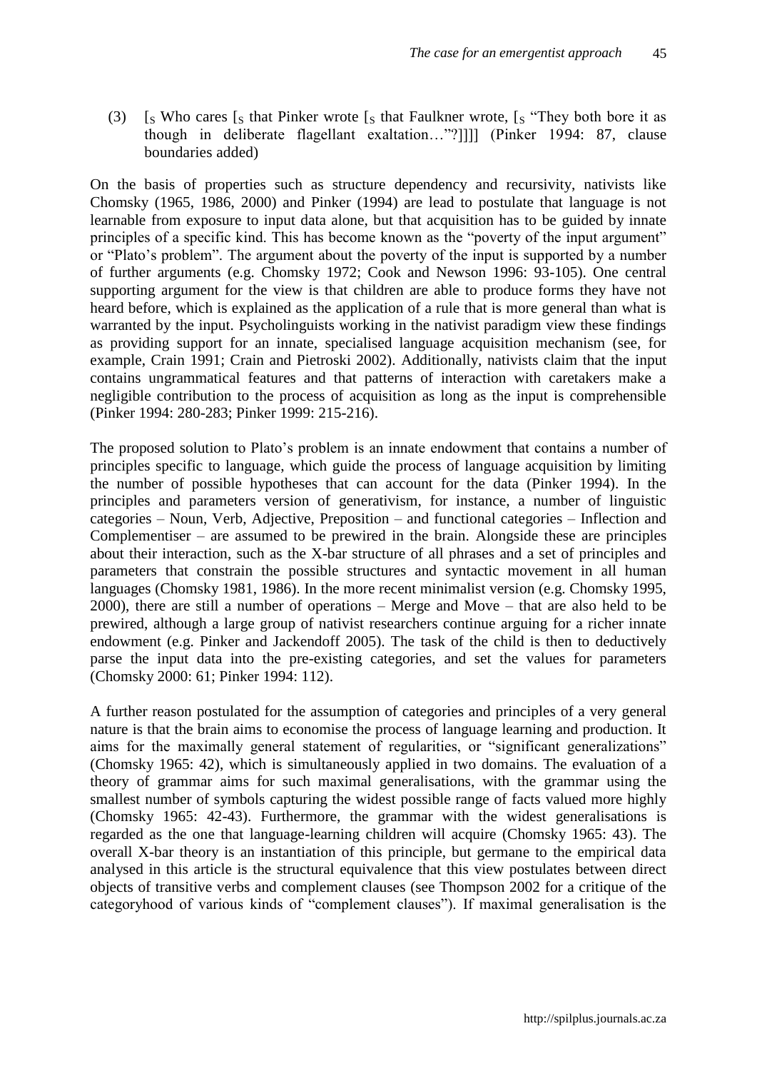(3) [$_S$ Who cares [$_S$ that Pinker wrote [$_S$ that Faulkner wrote, [$_S$ "They both bore it as though in deliberate flagellant exaltation…"?]]]] (Pinker 1994: 87, clause boundaries added)

On the basis of properties such as structure dependency and recursivity, nativists like Chomsky (1965, 1986, 2000) and Pinker (1994) are lead to postulate that language is not learnable from exposure to input data alone, but that acquisition has to be guided by innate principles of a specific kind. This has become known as the "poverty of the input argument" or "Plato's problem". The argument about the poverty of the input is supported by a number of further arguments (e.g. Chomsky 1972; Cook and Newson 1996: 93-105). One central supporting argument for the view is that children are able to produce forms they have not heard before, which is explained as the application of a rule that is more general than what is warranted by the input. Psycholinguists working in the nativist paradigm view these findings as providing support for an innate, specialised language acquisition mechanism (see, for example, Crain 1991; Crain and Pietroski 2002). Additionally, nativists claim that the input contains ungrammatical features and that patterns of interaction with caretakers make a negligible contribution to the process of acquisition as long as the input is comprehensible (Pinker 1994: 280-283; Pinker 1999: 215-216).

The proposed solution to Plato's problem is an innate endowment that contains a number of principles specific to language, which guide the process of language acquisition by limiting the number of possible hypotheses that can account for the data (Pinker 1994). In the principles and parameters version of generativism, for instance, a number of linguistic categories – Noun, Verb, Adjective, Preposition – and functional categories – Inflection and Complementiser – are assumed to be prewired in the brain. Alongside these are principles about their interaction, such as the X-bar structure of all phrases and a set of principles and parameters that constrain the possible structures and syntactic movement in all human languages (Chomsky 1981, 1986). In the more recent minimalist version (e.g. Chomsky 1995, 2000), there are still a number of operations – Merge and Move – that are also held to be prewired, although a large group of nativist researchers continue arguing for a richer innate endowment (e.g. Pinker and Jackendoff 2005). The task of the child is then to deductively parse the input data into the pre-existing categories, and set the values for parameters (Chomsky 2000: 61; Pinker 1994: 112).

A further reason postulated for the assumption of categories and principles of a very general nature is that the brain aims to economise the process of language learning and production. It aims for the maximally general statement of regularities, or "significant generalizations" (Chomsky 1965: 42), which is simultaneously applied in two domains. The evaluation of a theory of grammar aims for such maximal generalisations, with the grammar using the smallest number of symbols capturing the widest possible range of facts valued more highly (Chomsky 1965: 42-43). Furthermore, the grammar with the widest generalisations is regarded as the one that language-learning children will acquire (Chomsky 1965: 43). The overall X-bar theory is an instantiation of this principle, but germane to the empirical data analysed in this article is the structural equivalence that this view postulates between direct objects of transitive verbs and complement clauses (see Thompson 2002 for a critique of the categoryhood of various kinds of "complement clauses"). If maximal generalisation is the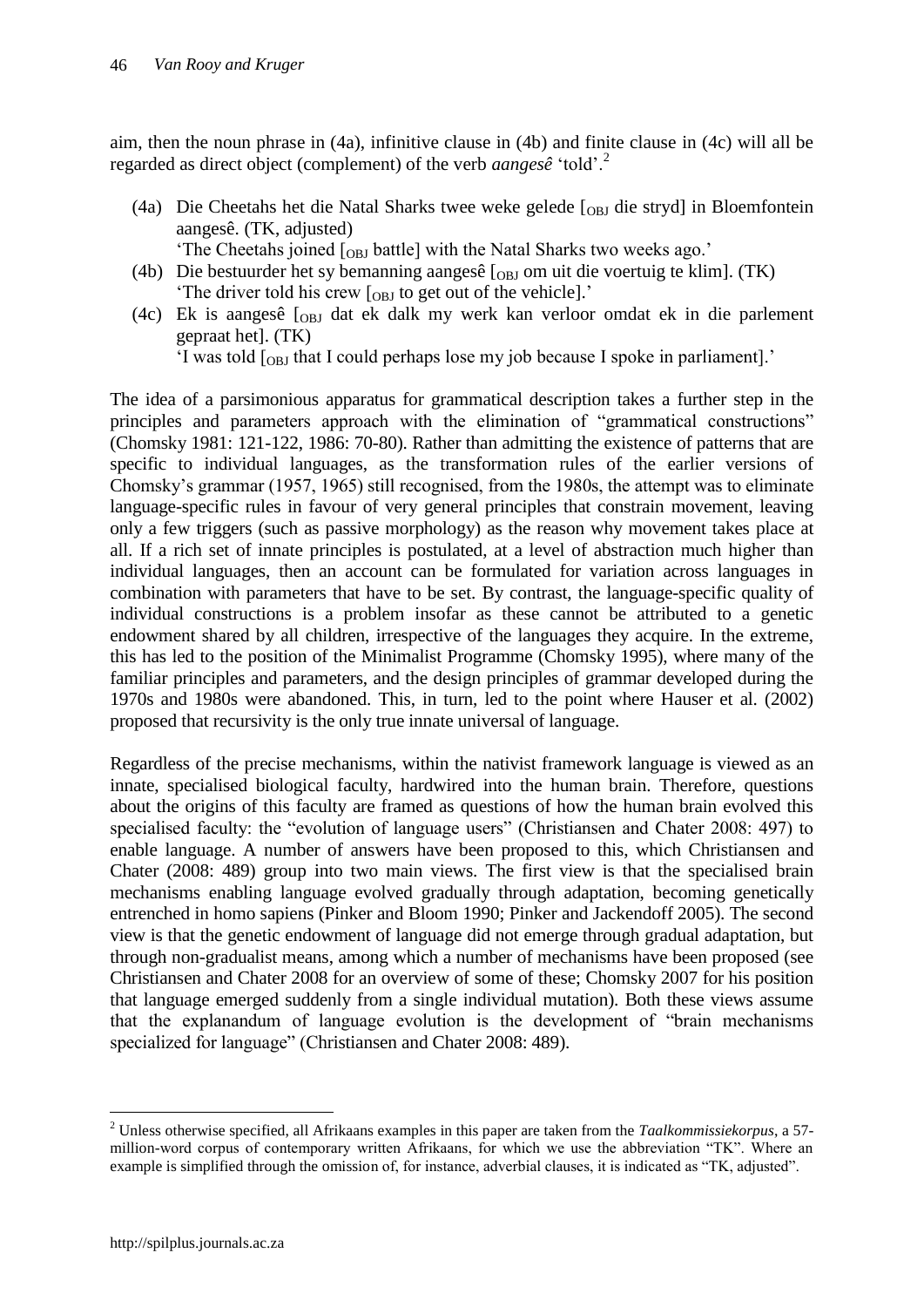aim, then the noun phrase in (4a), infinitive clause in (4b) and finite clause in (4c) will all be regarded as direct object (complement) of the verb *aangesê* 'told'.[2]

(4a) Die Cheetahs het die Natal Sharks twee weke gelede [$_{OBJ}$ die stryd] in Bloemfontein aangesê. (TK, adjusted)
'The Cheetahs joined [$_{OBJ}$ battle] with the Natal Sharks two weeks ago.'

(4b) Die bestuurder het sy bemanning aangesê [$_{OBJ}$ om uit die voertuig te klim]. (TK)
'The driver told his crew [$_{OBJ}$ to get out of the vehicle].'

(4c) Ek is aangesê [$_{OBJ}$ dat ek dalk my werk kan verloor omdat ek in die parlement gepraat het]. (TK)
'I was told [$_{OBJ}$ that I could perhaps lose my job because I spoke in parliament].'

The idea of a parsimonious apparatus for grammatical description takes a further step in the principles and parameters approach with the elimination of "grammatical constructions" (Chomsky 1981: 121-122, 1986: 70-80). Rather than admitting the existence of patterns that are specific to individual languages, as the transformation rules of the earlier versions of Chomsky's grammar (1957, 1965) still recognised, from the 1980s, the attempt was to eliminate language-specific rules in favour of very general principles that constrain movement, leaving only a few triggers (such as passive morphology) as the reason why movement takes place at all. If a rich set of innate principles is postulated, at a level of abstraction much higher than individual languages, then an account can be formulated for variation across languages in combination with parameters that have to be set. By contrast, the language-specific quality of individual constructions is a problem insofar as these cannot be attributed to a genetic endowment shared by all children, irrespective of the languages they acquire. In the extreme, this has led to the position of the Minimalist Programme (Chomsky 1995), where many of the familiar principles and parameters, and the design principles of grammar developed during the 1970s and 1980s were abandoned. This, in turn, led to the point where Hauser et al. (2002) proposed that recursivity is the only true innate universal of language.

Regardless of the precise mechanisms, within the nativist framework language is viewed as an innate, specialised biological faculty, hardwired into the human brain. Therefore, questions about the origins of this faculty are framed as questions of how the human brain evolved this specialised faculty: the "evolution of language users" (Christiansen and Chater 2008: 497) to enable language. A number of answers have been proposed to this, which Christiansen and Chater (2008: 489) group into two main views. The first view is that the specialised brain mechanisms enabling language evolved gradually through adaptation, becoming genetically entrenched in homo sapiens (Pinker and Bloom 1990; Pinker and Jackendoff 2005). The second view is that the genetic endowment of language did not emerge through gradual adaptation, but through non-gradualist means, among which a number of mechanisms have been proposed (see Christiansen and Chater 2008 for an overview of some of these; Chomsky 2007 for his position that language emerged suddenly from a single individual mutation). Both these views assume that the explanandum of language evolution is the development of "brain mechanisms specialized for language" (Christiansen and Chater 2008: 489).

[2] Unless otherwise specified, all Afrikaans examples in this paper are taken from the *Taalkommissiekorpus*, a 57-million-word corpus of contemporary written Afrikaans, for which we use the abbreviation "TK". Where an example is simplified through the omission of, for instance, adverbial clauses, it is indicated as "TK, adjusted".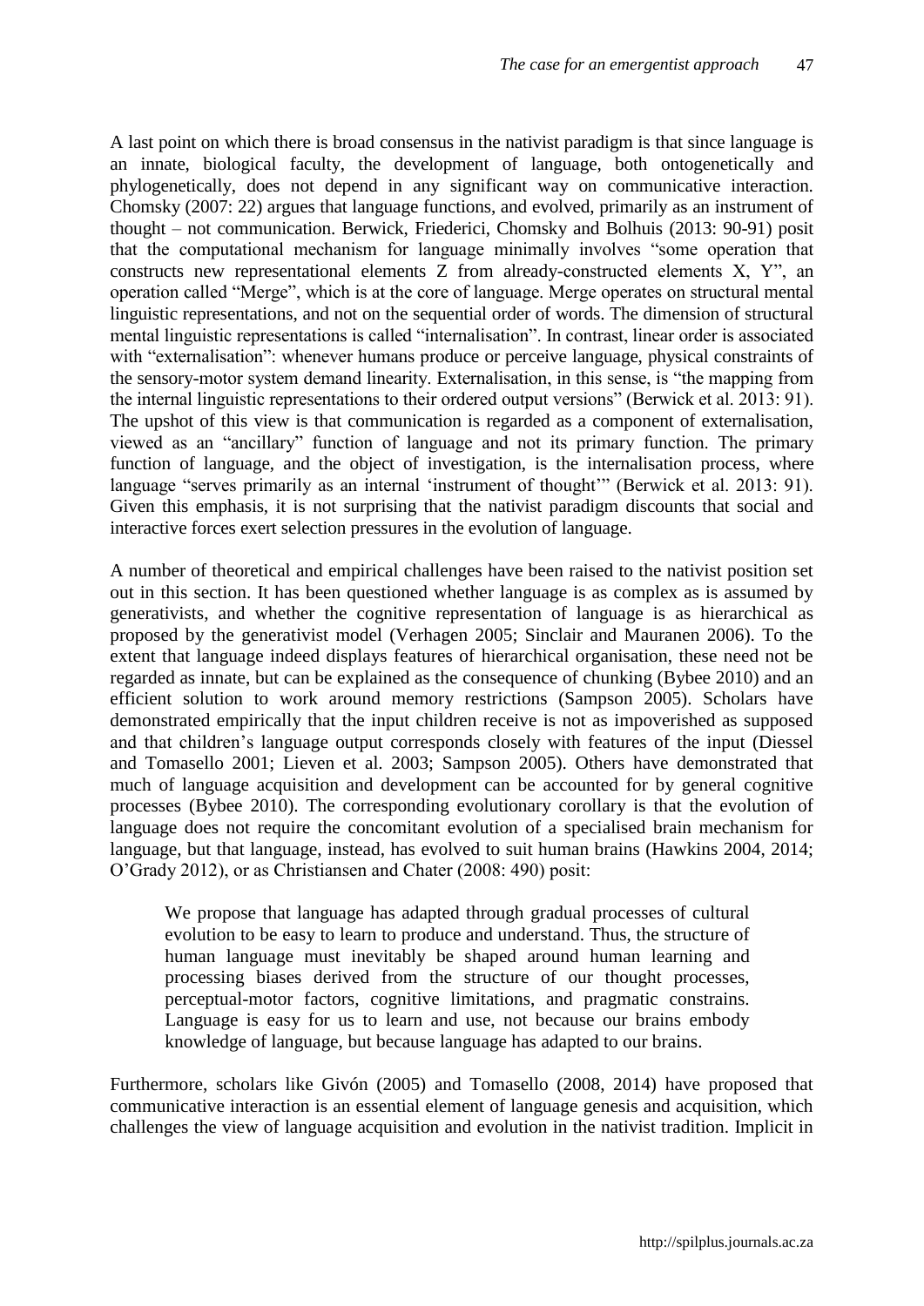A last point on which there is broad consensus in the nativist paradigm is that since language is an innate, biological faculty, the development of language, both ontogenetically and phylogenetically, does not depend in any significant way on communicative interaction. Chomsky (2007: 22) argues that language functions, and evolved, primarily as an instrument of thought – not communication. Berwick, Friederici, Chomsky and Bolhuis (2013: 90-91) posit that the computational mechanism for language minimally involves "some operation that constructs new representational elements Z from already-constructed elements X, Y", an operation called "Merge", which is at the core of language. Merge operates on structural mental linguistic representations, and not on the sequential order of words. The dimension of structural mental linguistic representations is called "internalisation". In contrast, linear order is associated with "externalisation": whenever humans produce or perceive language, physical constraints of the sensory-motor system demand linearity. Externalisation, in this sense, is "the mapping from the internal linguistic representations to their ordered output versions" (Berwick et al. 2013: 91). The upshot of this view is that communication is regarded as a component of externalisation, viewed as an "ancillary" function of language and not its primary function. The primary function of language, and the object of investigation, is the internalisation process, where language "serves primarily as an internal 'instrument of thought'" (Berwick et al. 2013: 91). Given this emphasis, it is not surprising that the nativist paradigm discounts that social and interactive forces exert selection pressures in the evolution of language.

A number of theoretical and empirical challenges have been raised to the nativist position set out in this section. It has been questioned whether language is as complex as is assumed by generativists, and whether the cognitive representation of language is as hierarchical as proposed by the generativist model (Verhagen 2005; Sinclair and Mauranen 2006). To the extent that language indeed displays features of hierarchical organisation, these need not be regarded as innate, but can be explained as the consequence of chunking (Bybee 2010) and an efficient solution to work around memory restrictions (Sampson 2005). Scholars have demonstrated empirically that the input children receive is not as impoverished as supposed and that children's language output corresponds closely with features of the input (Diessel and Tomasello 2001; Lieven et al. 2003; Sampson 2005). Others have demonstrated that much of language acquisition and development can be accounted for by general cognitive processes (Bybee 2010). The corresponding evolutionary corollary is that the evolution of language does not require the concomitant evolution of a specialised brain mechanism for language, but that language, instead, has evolved to suit human brains (Hawkins 2004, 2014; O'Grady 2012), or as Christiansen and Chater (2008: 490) posit:

> We propose that language has adapted through gradual processes of cultural evolution to be easy to learn to produce and understand. Thus, the structure of human language must inevitably be shaped around human learning and processing biases derived from the structure of our thought processes, perceptual-motor factors, cognitive limitations, and pragmatic constrains. Language is easy for us to learn and use, not because our brains embody knowledge of language, but because language has adapted to our brains.

Furthermore, scholars like Givón (2005) and Tomasello (2008, 2014) have proposed that communicative interaction is an essential element of language genesis and acquisition, which challenges the view of language acquisition and evolution in the nativist tradition. Implicit in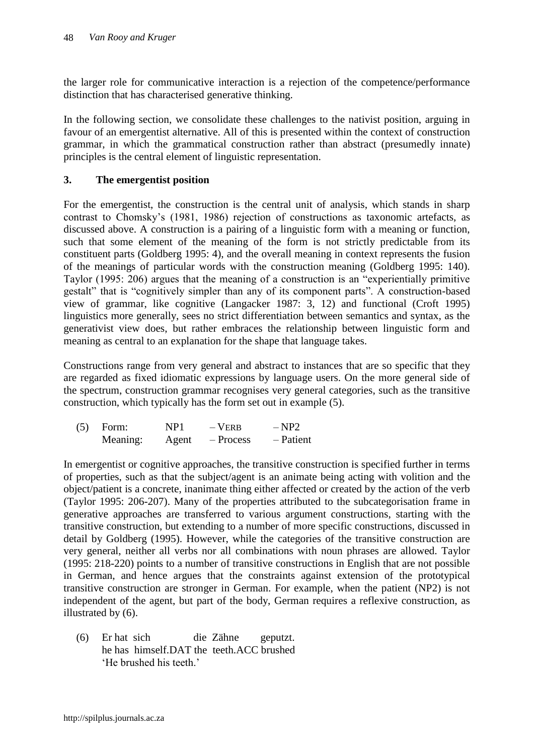the larger role for communicative interaction is a rejection of the competence/performance distinction that has characterised generative thinking.

In the following section, we consolidate these challenges to the nativist position, arguing in favour of an emergentist alternative. All of this is presented within the context of construction grammar, in which the grammatical construction rather than abstract (presumedly innate) principles is the central element of linguistic representation.

## 3. The emergentist position

For the emergentist, the construction is the central unit of analysis, which stands in sharp contrast to Chomsky's (1981, 1986) rejection of constructions as taxonomic artefacts, as discussed above. A construction is a pairing of a linguistic form with a meaning or function, such that some element of the meaning of the form is not strictly predictable from its constituent parts (Goldberg 1995: 4), and the overall meaning in context represents the fusion of the meanings of particular words with the construction meaning (Goldberg 1995: 140). Taylor (1995: 206) argues that the meaning of a construction is an "experientially primitive gestalt" that is "cognitively simpler than any of its component parts". A construction-based view of grammar, like cognitive (Langacker 1987: 3, 12) and functional (Croft 1995) linguistics more generally, sees no strict differentiation between semantics and syntax, as the generativist view does, but rather embraces the relationship between linguistic form and meaning as central to an explanation for the shape that language takes.

Constructions range from very general and abstract to instances that are so specific that they are regarded as fixed idiomatic expressions by language users. On the more general side of the spectrum, construction grammar recognises very general categories, such as the transitive construction, which typically has the form set out in example (5).

| (5) | Form: | NP1 | – VERB | – NP2 |
|---|---|---|---|---|
| | Meaning: | Agent | – Process | – Patient |

In emergentist or cognitive approaches, the transitive construction is specified further in terms of properties, such as that the subject/agent is an animate being acting with volition and the object/patient is a concrete, inanimate thing either affected or created by the action of the verb (Taylor 1995: 206-207). Many of the properties attributed to the subcategorisation frame in generative approaches are transferred to various argument constructions, starting with the transitive construction, but extending to a number of more specific constructions, discussed in detail by Goldberg (1995). However, while the categories of the transitive construction are very general, neither all verbs nor all combinations with noun phrases are allowed. Taylor (1995: 218-220) points to a number of transitive constructions in English that are not possible in German, and hence argues that the constraints against extension of the prototypical transitive construction are stronger in German. For example, when the patient (NP2) is not independent of the agent, but part of the body, German requires a reflexive construction, as illustrated by (6).

(6) Er hat sich die Zähne geputzt.
he has himself.DAT the teeth.ACC brushed
'He brushed his teeth.'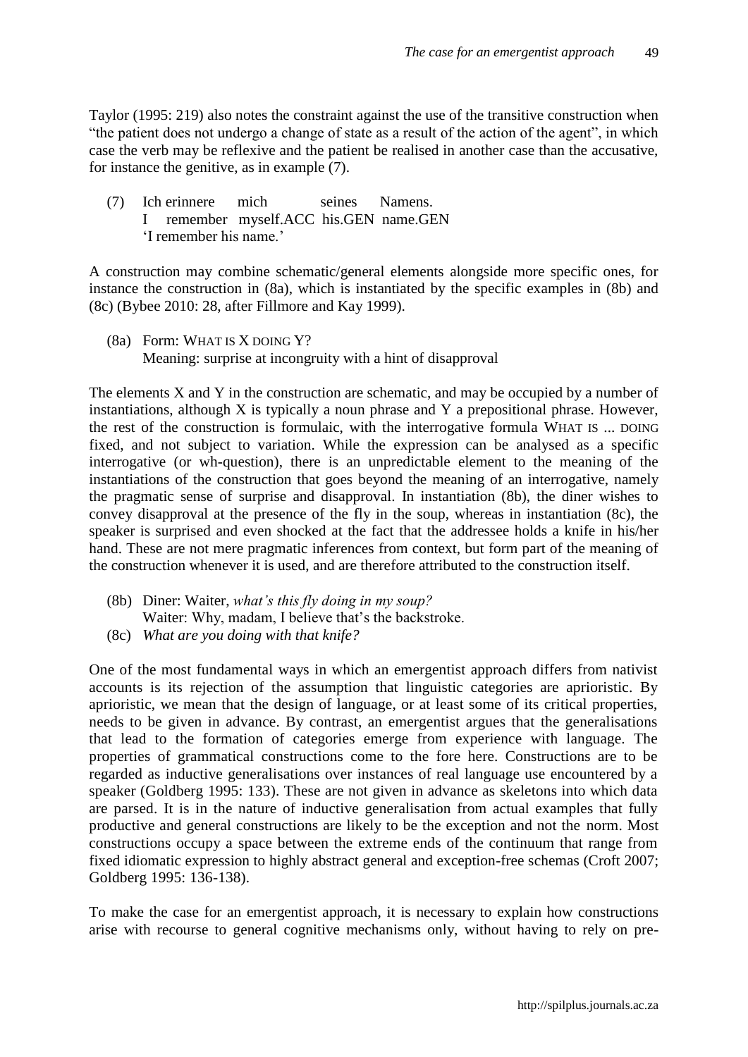Taylor (1995: 219) also notes the constraint against the use of the transitive construction when "the patient does not undergo a change of state as a result of the action of the agent", in which case the verb may be reflexive and the patient be realised in another case than the accusative, for instance the genitive, as in example (7).

(7) Ich erinnere mich seines Namens.
I remember myself.ACC his.GEN name.GEN
'I remember his name.'

A construction may combine schematic/general elements alongside more specific ones, for instance the construction in (8a), which is instantiated by the specific examples in (8b) and (8c) (Bybee 2010: 28, after Fillmore and Kay 1999).

(8a) Form: WHAT IS X DOING Y?
Meaning: surprise at incongruity with a hint of disapproval

The elements X and Y in the construction are schematic, and may be occupied by a number of instantiations, although X is typically a noun phrase and Y a prepositional phrase. However, the rest of the construction is formulaic, with the interrogative formula WHAT IS ... DOING fixed, and not subject to variation. While the expression can be analysed as a specific interrogative (or wh-question), there is an unpredictable element to the meaning of the instantiations of the construction that goes beyond the meaning of an interrogative, namely the pragmatic sense of surprise and disapproval. In instantiation (8b), the diner wishes to convey disapproval at the presence of the fly in the soup, whereas in instantiation (8c), the speaker is surprised and even shocked at the fact that the addressee holds a knife in his/her hand. These are not mere pragmatic inferences from context, but form part of the meaning of the construction whenever it is used, and are therefore attributed to the construction itself.

(8b) Diner: Waiter, *what's this fly doing in my soup?*
Waiter: Why, madam, I believe that's the backstroke.

(8c) *What are you doing with that knife?*

One of the most fundamental ways in which an emergentist approach differs from nativist accounts is its rejection of the assumption that linguistic categories are aprioristic. By aprioristic, we mean that the design of language, or at least some of its critical properties, needs to be given in advance. By contrast, an emergentist argues that the generalisations that lead to the formation of categories emerge from experience with language. The properties of grammatical constructions come to the fore here. Constructions are to be regarded as inductive generalisations over instances of real language use encountered by a speaker (Goldberg 1995: 133). These are not given in advance as skeletons into which data are parsed. It is in the nature of inductive generalisation from actual examples that fully productive and general constructions are likely to be the exception and not the norm. Most constructions occupy a space between the extreme ends of the continuum that range from fixed idiomatic expression to highly abstract general and exception-free schemas (Croft 2007; Goldberg 1995: 136-138).

To make the case for an emergentist approach, it is necessary to explain how constructions arise with recourse to general cognitive mechanisms only, without having to rely on pre-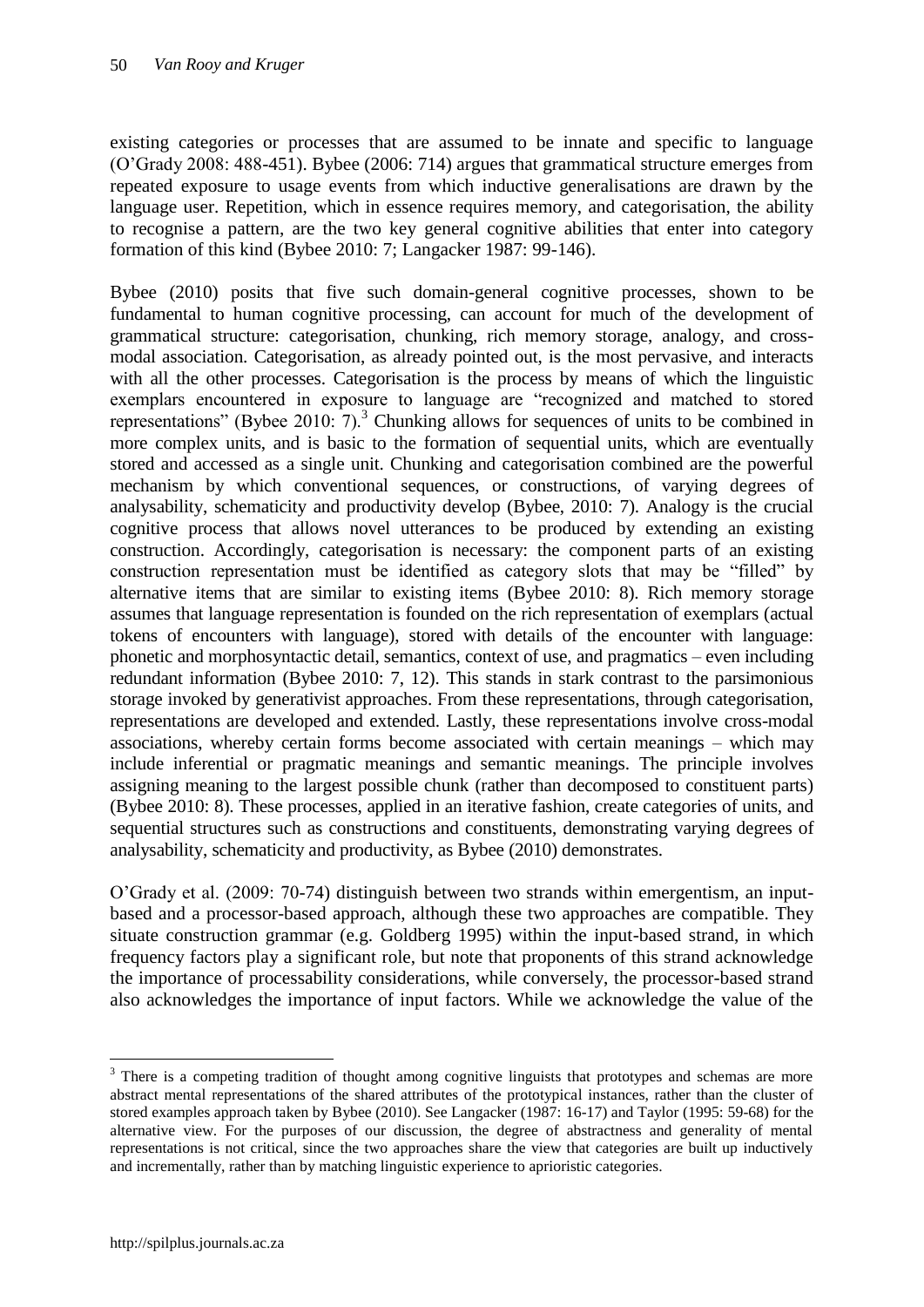existing categories or processes that are assumed to be innate and specific to language (O'Grady 2008: 488-451). Bybee (2006: 714) argues that grammatical structure emerges from repeated exposure to usage events from which inductive generalisations are drawn by the language user. Repetition, which in essence requires memory, and categorisation, the ability to recognise a pattern, are the two key general cognitive abilities that enter into category formation of this kind (Bybee 2010: 7; Langacker 1987: 99-146).

Bybee (2010) posits that five such domain-general cognitive processes, shown to be fundamental to human cognitive processing, can account for much of the development of grammatical structure: categorisation, chunking, rich memory storage, analogy, and cross-modal association. Categorisation, as already pointed out, is the most pervasive, and interacts with all the other processes. Categorisation is the process by means of which the linguistic exemplars encountered in exposure to language are "recognized and matched to stored representations" (Bybee 2010: 7).[3] Chunking allows for sequences of units to be combined in more complex units, and is basic to the formation of sequential units, which are eventually stored and accessed as a single unit. Chunking and categorisation combined are the powerful mechanism by which conventional sequences, or constructions, of varying degrees of analysability, schematicity and productivity develop (Bybee, 2010: 7). Analogy is the crucial cognitive process that allows novel utterances to be produced by extending an existing construction. Accordingly, categorisation is necessary: the component parts of an existing construction representation must be identified as category slots that may be "filled" by alternative items that are similar to existing items (Bybee 2010: 8). Rich memory storage assumes that language representation is founded on the rich representation of exemplars (actual tokens of encounters with language), stored with details of the encounter with language: phonetic and morphosyntactic detail, semantics, context of use, and pragmatics – even including redundant information (Bybee 2010: 7, 12). This stands in stark contrast to the parsimonious storage invoked by generativist approaches. From these representations, through categorisation, representations are developed and extended. Lastly, these representations involve cross-modal associations, whereby certain forms become associated with certain meanings – which may include inferential or pragmatic meanings and semantic meanings. The principle involves assigning meaning to the largest possible chunk (rather than decomposed to constituent parts) (Bybee 2010: 8). These processes, applied in an iterative fashion, create categories of units, and sequential structures such as constructions and constituents, demonstrating varying degrees of analysability, schematicity and productivity, as Bybee (2010) demonstrates.

O'Grady et al. (2009: 70-74) distinguish between two strands within emergentism, an input-based and a processor-based approach, although these two approaches are compatible. They situate construction grammar (e.g. Goldberg 1995) within the input-based strand, in which frequency factors play a significant role, but note that proponents of this strand acknowledge the importance of processability considerations, while conversely, the processor-based strand also acknowledges the importance of input factors. While we acknowledge the value of the

---

[3] There is a competing tradition of thought among cognitive linguists that prototypes and schemas are more abstract mental representations of the shared attributes of the prototypical instances, rather than the cluster of stored examples approach taken by Bybee (2010). See Langacker (1987: 16-17) and Taylor (1995: 59-68) for the alternative view. For the purposes of our discussion, the degree of abstractness and generality of mental representations is not critical, since the two approaches share the view that categories are built up inductively and incrementally, rather than by matching linguistic experience to aprioristic categories.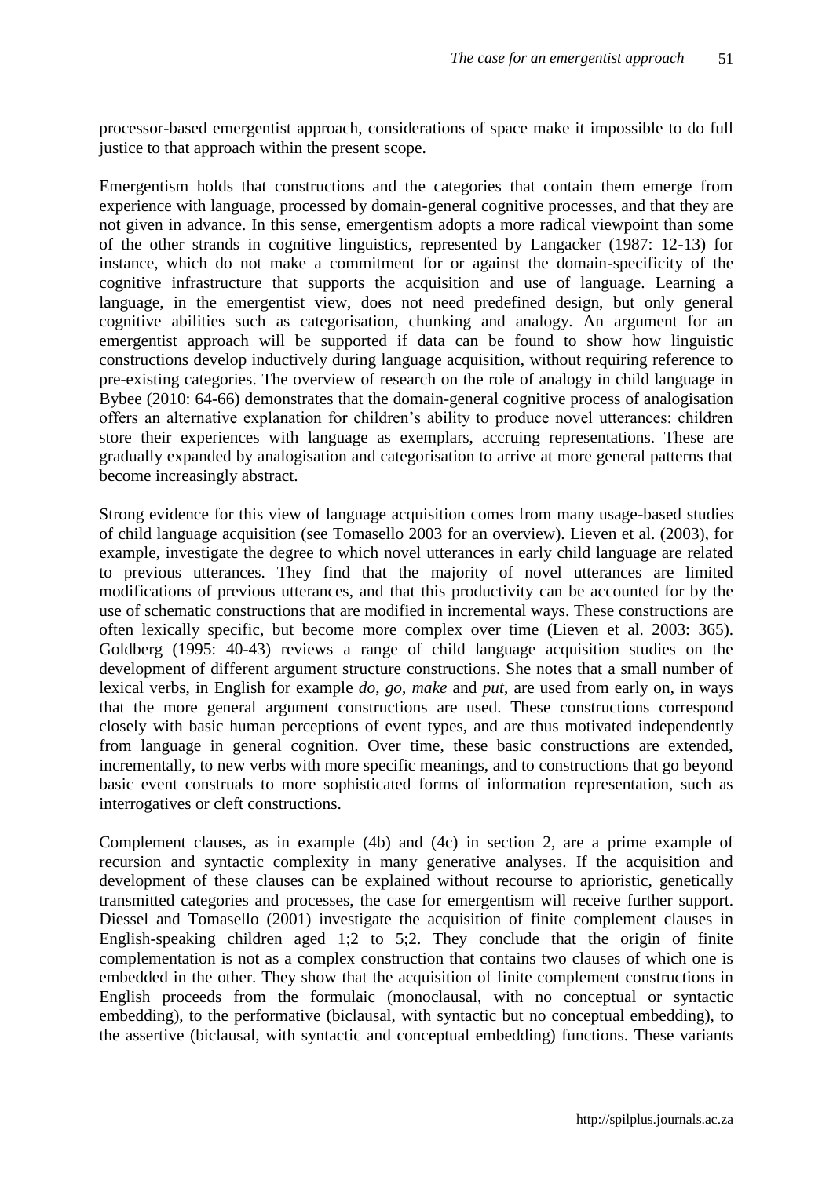processor-based emergentist approach, considerations of space make it impossible to do full justice to that approach within the present scope.

Emergentism holds that constructions and the categories that contain them emerge from experience with language, processed by domain-general cognitive processes, and that they are not given in advance. In this sense, emergentism adopts a more radical viewpoint than some of the other strands in cognitive linguistics, represented by Langacker (1987: 12-13) for instance, which do not make a commitment for or against the domain-specificity of the cognitive infrastructure that supports the acquisition and use of language. Learning a language, in the emergentist view, does not need predefined design, but only general cognitive abilities such as categorisation, chunking and analogy. An argument for an emergentist approach will be supported if data can be found to show how linguistic constructions develop inductively during language acquisition, without requiring reference to pre-existing categories. The overview of research on the role of analogy in child language in Bybee (2010: 64-66) demonstrates that the domain-general cognitive process of analogisation offers an alternative explanation for children's ability to produce novel utterances: children store their experiences with language as exemplars, accruing representations. These are gradually expanded by analogisation and categorisation to arrive at more general patterns that become increasingly abstract.

Strong evidence for this view of language acquisition comes from many usage-based studies of child language acquisition (see Tomasello 2003 for an overview). Lieven et al. (2003), for example, investigate the degree to which novel utterances in early child language are related to previous utterances. They find that the majority of novel utterances are limited modifications of previous utterances, and that this productivity can be accounted for by the use of schematic constructions that are modified in incremental ways. These constructions are often lexically specific, but become more complex over time (Lieven et al. 2003: 365). Goldberg (1995: 40-43) reviews a range of child language acquisition studies on the development of different argument structure constructions. She notes that a small number of lexical verbs, in English for example *do*, *go*, *make* and *put*, are used from early on, in ways that the more general argument constructions are used. These constructions correspond closely with basic human perceptions of event types, and are thus motivated independently from language in general cognition. Over time, these basic constructions are extended, incrementally, to new verbs with more specific meanings, and to constructions that go beyond basic event construals to more sophisticated forms of information representation, such as interrogatives or cleft constructions.

Complement clauses, as in example (4b) and (4c) in section 2, are a prime example of recursion and syntactic complexity in many generative analyses. If the acquisition and development of these clauses can be explained without recourse to aprioristic, genetically transmitted categories and processes, the case for emergentism will receive further support. Diessel and Tomasello (2001) investigate the acquisition of finite complement clauses in English-speaking children aged 1;2 to 5;2. They conclude that the origin of finite complementation is not as a complex construction that contains two clauses of which one is embedded in the other. They show that the acquisition of finite complement constructions in English proceeds from the formulaic (monoclausal, with no conceptual or syntactic embedding), to the performative (biclausal, with syntactic but no conceptual embedding), to the assertive (biclausal, with syntactic and conceptual embedding) functions. These variants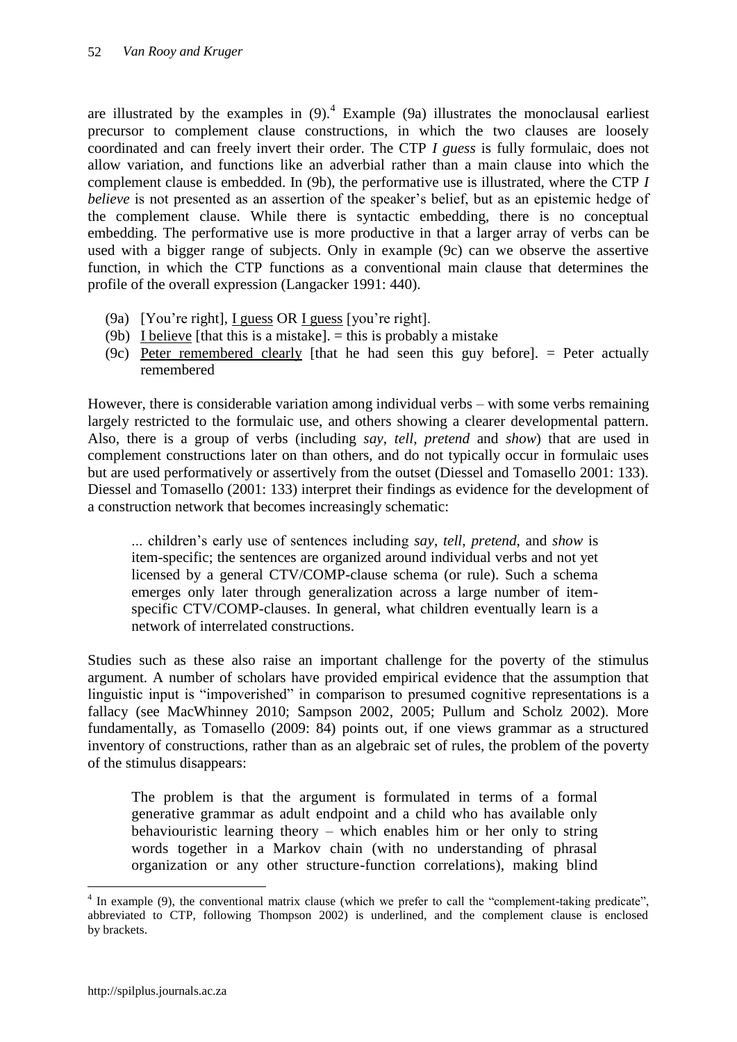are illustrated by the examples in (9).[4] Example (9a) illustrates the monoclausal earliest precursor to complement clause constructions, in which the two clauses are loosely coordinated and can freely invert their order. The CTP *I guess* is fully formulaic, does not allow variation, and functions like an adverbial rather than a main clause into which the complement clause is embedded. In (9b), the performative use is illustrated, where the CTP *I believe* is not presented as an assertion of the speaker's belief, but as an epistemic hedge of the complement clause. While there is syntactic embedding, there is no conceptual embedding. The performative use is more productive in that a larger array of verbs can be used with a bigger range of subjects. Only in example (9c) can we observe the assertive function, in which the CTP functions as a conventional main clause that determines the profile of the overall expression (Langacker 1991: 440).

(9a) [You're right], <u>I guess</u> OR <u>I guess</u> [you're right].
(9b) <u>I believe</u> [that this is a mistake]. = this is probably a mistake
(9c) <u>Peter remembered clearly</u> [that he had seen this guy before]. = Peter actually remembered

However, there is considerable variation among individual verbs – with some verbs remaining largely restricted to the formulaic use, and others showing a clearer developmental pattern. Also, there is a group of verbs (including *say*, *tell*, *pretend* and *show*) that are used in complement constructions later on than others, and do not typically occur in formulaic uses but are used performatively or assertively from the outset (Diessel and Tomasello 2001: 133). Diessel and Tomasello (2001: 133) interpret their findings as evidence for the development of a construction network that becomes increasingly schematic:

> ... children's early use of sentences including *say*, *tell*, *pretend*, and *show* is item-specific; the sentences are organized around individual verbs and not yet licensed by a general CTV/COMP-clause schema (or rule). Such a schema emerges only later through generalization across a large number of item-specific CTV/COMP-clauses. In general, what children eventually learn is a network of interrelated constructions.

Studies such as these also raise an important challenge for the poverty of the stimulus argument. A number of scholars have provided empirical evidence that the assumption that linguistic input is "impoverished" in comparison to presumed cognitive representations is a fallacy (see MacWhinney 2010; Sampson 2002, 2005; Pullum and Scholz 2002). More fundamentally, as Tomasello (2009: 84) points out, if one views grammar as a structured inventory of constructions, rather than as an algebraic set of rules, the problem of the poverty of the stimulus disappears:

> The problem is that the argument is formulated in terms of a formal generative grammar as adult endpoint and a child who has available only behaviouristic learning theory – which enables him or her only to string words together in a Markov chain (with no understanding of phrasal organization or any other structure-function correlations), making blind

[4] In example (9), the conventional matrix clause (which we prefer to call the "complement-taking predicate", abbreviated to CTP, following Thompson 2002) is underlined, and the complement clause is enclosed by brackets.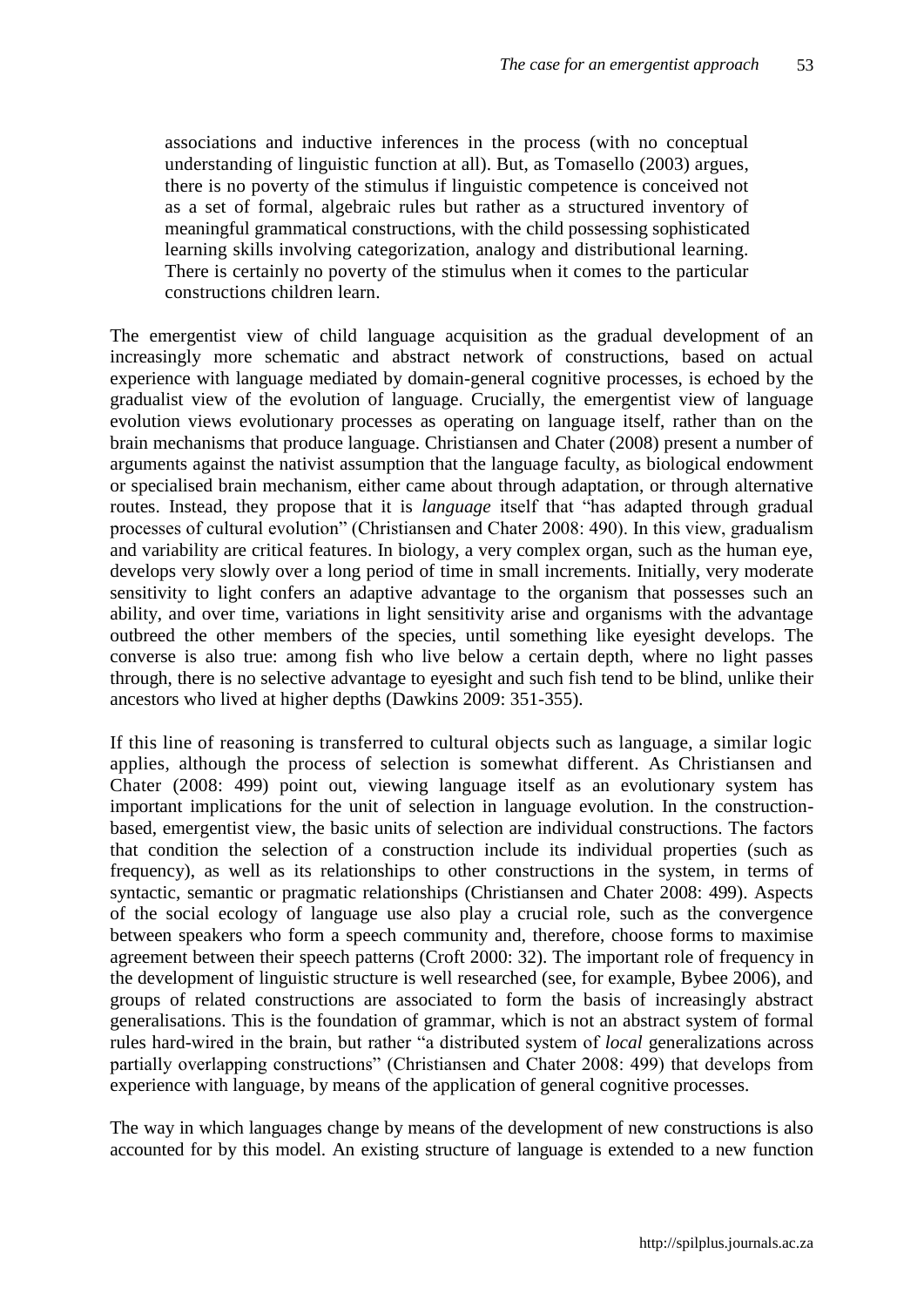> associations and inductive inferences in the process (with no conceptual understanding of linguistic function at all). But, as Tomasello (2003) argues, there is no poverty of the stimulus if linguistic competence is conceived not as a set of formal, algebraic rules but rather as a structured inventory of meaningful grammatical constructions, with the child possessing sophisticated learning skills involving categorization, analogy and distributional learning. There is certainly no poverty of the stimulus when it comes to the particular constructions children learn.

The emergentist view of child language acquisition as the gradual development of an increasingly more schematic and abstract network of constructions, based on actual experience with language mediated by domain-general cognitive processes, is echoed by the gradualist view of the evolution of language. Crucially, the emergentist view of language evolution views evolutionary processes as operating on language itself, rather than on the brain mechanisms that produce language. Christiansen and Chater (2008) present a number of arguments against the nativist assumption that the language faculty, as biological endowment or specialised brain mechanism, either came about through adaptation, or through alternative routes. Instead, they propose that it is *language* itself that "has adapted through gradual processes of cultural evolution" (Christiansen and Chater 2008: 490). In this view, gradualism and variability are critical features. In biology, a very complex organ, such as the human eye, develops very slowly over a long period of time in small increments. Initially, very moderate sensitivity to light confers an adaptive advantage to the organism that possesses such an ability, and over time, variations in light sensitivity arise and organisms with the advantage outbreed the other members of the species, until something like eyesight develops. The converse is also true: among fish who live below a certain depth, where no light passes through, there is no selective advantage to eyesight and such fish tend to be blind, unlike their ancestors who lived at higher depths (Dawkins 2009: 351-355).

If this line of reasoning is transferred to cultural objects such as language, a similar logic applies, although the process of selection is somewhat different. As Christiansen and Chater (2008: 499) point out, viewing language itself as an evolutionary system has important implications for the unit of selection in language evolution. In the construction-based, emergentist view, the basic units of selection are individual constructions. The factors that condition the selection of a construction include its individual properties (such as frequency), as well as its relationships to other constructions in the system, in terms of syntactic, semantic or pragmatic relationships (Christiansen and Chater 2008: 499). Aspects of the social ecology of language use also play a crucial role, such as the convergence between speakers who form a speech community and, therefore, choose forms to maximise agreement between their speech patterns (Croft 2000: 32). The important role of frequency in the development of linguistic structure is well researched (see, for example, Bybee 2006), and groups of related constructions are associated to form the basis of increasingly abstract generalisations. This is the foundation of grammar, which is not an abstract system of formal rules hard-wired in the brain, but rather "a distributed system of *local* generalizations across partially overlapping constructions" (Christiansen and Chater 2008: 499) that develops from experience with language, by means of the application of general cognitive processes.

The way in which languages change by means of the development of new constructions is also accounted for by this model. An existing structure of language is extended to a new function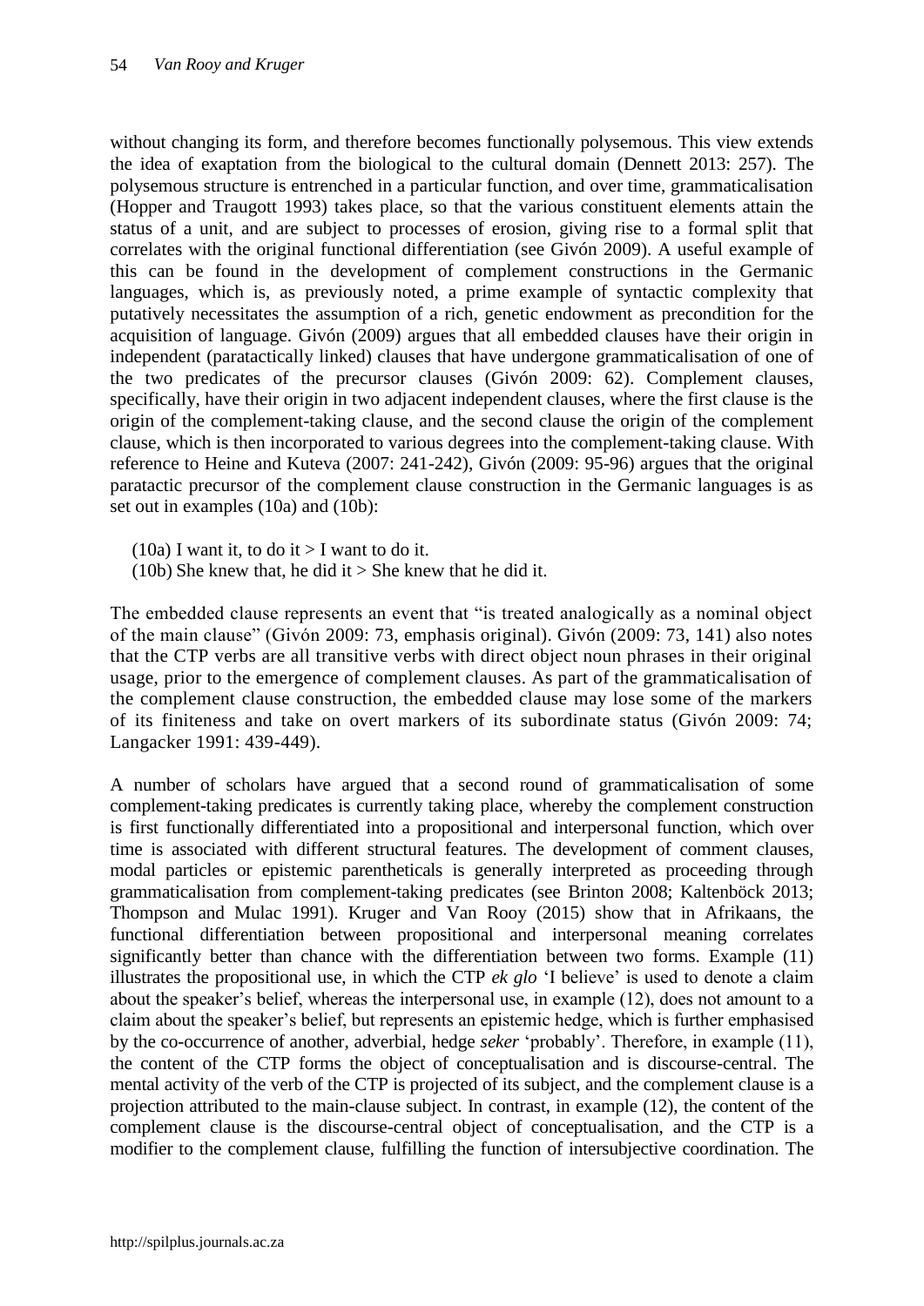without changing its form, and therefore becomes functionally polysemous. This view extends the idea of exaptation from the biological to the cultural domain (Dennett 2013: 257). The polysemous structure is entrenched in a particular function, and over time, grammaticalisation (Hopper and Traugott 1993) takes place, so that the various constituent elements attain the status of a unit, and are subject to processes of erosion, giving rise to a formal split that correlates with the original functional differentiation (see Givón 2009). A useful example of this can be found in the development of complement constructions in the Germanic languages, which is, as previously noted, a prime example of syntactic complexity that putatively necessitates the assumption of a rich, genetic endowment as precondition for the acquisition of language. Givón (2009) argues that all embedded clauses have their origin in independent (paratactically linked) clauses that have undergone grammaticalisation of one of the two predicates of the precursor clauses (Givón 2009: 62). Complement clauses, specifically, have their origin in two adjacent independent clauses, where the first clause is the origin of the complement-taking clause, and the second clause the origin of the complement clause, which is then incorporated to various degrees into the complement-taking clause. With reference to Heine and Kuteva (2007: 241-242), Givón (2009: 95-96) argues that the original paratactic precursor of the complement clause construction in the Germanic languages is as set out in examples (10a) and (10b):

(10a) I want it, to do it > I want to do it.
(10b) She knew that, he did it > She knew that he did it.

The embedded clause represents an event that "is treated analogically as a nominal object of the main clause" (Givón 2009: 73, emphasis original). Givón (2009: 73, 141) also notes that the CTP verbs are all transitive verbs with direct object noun phrases in their original usage, prior to the emergence of complement clauses. As part of the grammaticalisation of the complement clause construction, the embedded clause may lose some of the markers of its finiteness and take on overt markers of its subordinate status (Givón 2009: 74; Langacker 1991: 439-449).

A number of scholars have argued that a second round of grammaticalisation of some complement-taking predicates is currently taking place, whereby the complement construction is first functionally differentiated into a propositional and interpersonal function, which over time is associated with different structural features. The development of comment clauses, modal particles or epistemic parentheticals is generally interpreted as proceeding through grammaticalisation from complement-taking predicates (see Brinton 2008; Kaltenböck 2013; Thompson and Mulac 1991). Kruger and Van Rooy (2015) show that in Afrikaans, the functional differentiation between propositional and interpersonal meaning correlates significantly better than chance with the differentiation between two forms. Example (11) illustrates the propositional use, in which the CTP *ek glo* 'I believe' is used to denote a claim about the speaker's belief, whereas the interpersonal use, in example (12), does not amount to a claim about the speaker's belief, but represents an epistemic hedge, which is further emphasised by the co-occurrence of another, adverbial, hedge *seker* 'probably'. Therefore, in example (11), the content of the CTP forms the object of conceptualisation and is discourse-central. The mental activity of the verb of the CTP is projected of its subject, and the complement clause is a projection attributed to the main-clause subject. In contrast, in example (12), the content of the complement clause is the discourse-central object of conceptualisation, and the CTP is a modifier to the complement clause, fulfilling the function of intersubjective coordination. The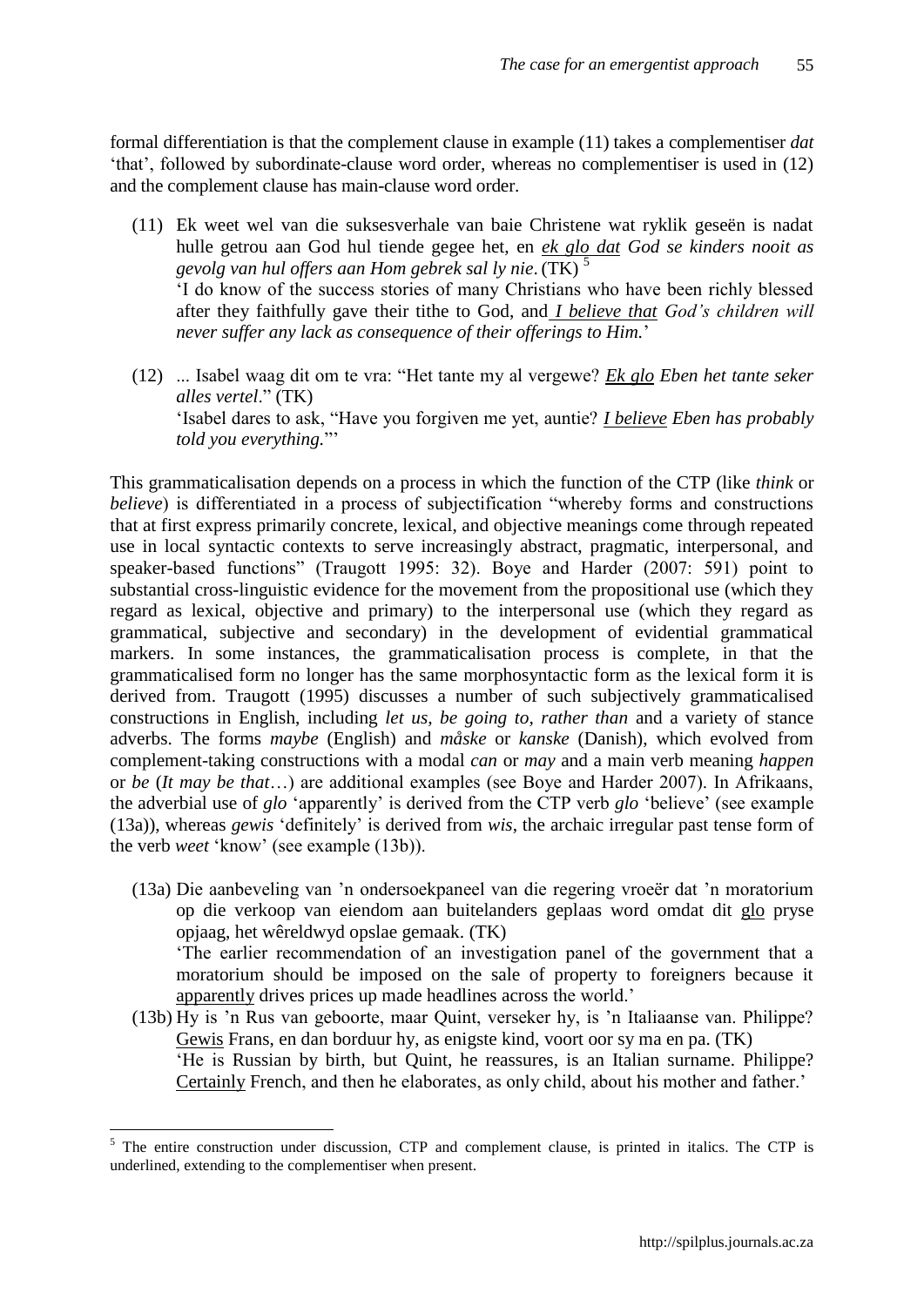formal differentiation is that the complement clause in example (11) takes a complementiser *dat* 'that', followed by subordinate-clause word order, whereas no complementiser is used in (12) and the complement clause has main-clause word order.

(11) Ek weet wel van die suksesverhale van baie Christene wat ryklik geseën is nadat hulle getrou aan God hul tiende gegee het, en *<u>ek glo dat</u> God se kinders nooit as gevolg van hul offers aan Hom gebrek sal ly nie*. (TK) [5]
'I do know of the success stories of many Christians who have been richly blessed after they faithfully gave their tithe to God, and *<u>I believe that</u> God's children will never suffer any lack as consequence of their offerings to Him.*'

(12) ... Isabel waag dit om te vra: "Het tante my al vergewe? *<u>Ek glo</u> Eben het tante seker alles vertel*." (TK)
'Isabel dares to ask, "Have you forgiven me yet, auntie? *<u>I believe</u> Eben has probably told you everything.*"'

This grammaticalisation depends on a process in which the function of the CTP (like *think* or *believe*) is differentiated in a process of subjectification "whereby forms and constructions that at first express primarily concrete, lexical, and objective meanings come through repeated use in local syntactic contexts to serve increasingly abstract, pragmatic, interpersonal, and speaker-based functions" (Traugott 1995: 32). Boye and Harder (2007: 591) point to substantial cross-linguistic evidence for the movement from the propositional use (which they regard as lexical, objective and primary) to the interpersonal use (which they regard as grammatical, subjective and secondary) in the development of evidential grammatical markers. In some instances, the grammaticalisation process is complete, in that the grammaticalised form no longer has the same morphosyntactic form as the lexical form it is derived from. Traugott (1995) discusses a number of such subjectively grammaticalised constructions in English, including *let us, be going to, rather than* and a variety of stance adverbs. The forms *maybe* (English) and *måske* or *kanske* (Danish), which evolved from complement-taking constructions with a modal *can* or *may* and a main verb meaning *happen* or *be* (*It may be that*…) are additional examples (see Boye and Harder 2007). In Afrikaans, the adverbial use of *glo* 'apparently' is derived from the CTP verb *glo* 'believe' (see example (13a)), whereas *gewis* 'definitely' is derived from *wis*, the archaic irregular past tense form of the verb *weet* 'know' (see example (13b)).

(13a) Die aanbeveling van 'n ondersoekpaneel van die regering vroeër dat 'n moratorium op die verkoop van eiendom aan buitelanders geplaas word omdat dit <u>glo</u> pryse opjaag, het wêreldwyd opslae gemaak. (TK)
'The earlier recommendation of an investigation panel of the government that a moratorium should be imposed on the sale of property to foreigners because it <u>apparently</u> drives prices up made headlines across the world.'

(13b) Hy is 'n Rus van geboorte, maar Quint, verseker hy, is 'n Italiaanse van. Philippe? <u>Gewis</u> Frans, en dan borduur hy, as enigste kind, voort oor sy ma en pa. (TK)
'He is Russian by birth, but Quint, he reassures, is an Italian surname. Philippe? <u>Certainly</u> French, and then he elaborates, as only child, about his mother and father.'

---

[5] The entire construction under discussion, CTP and complement clause, is printed in italics. The CTP is underlined, extending to the complementiser when present.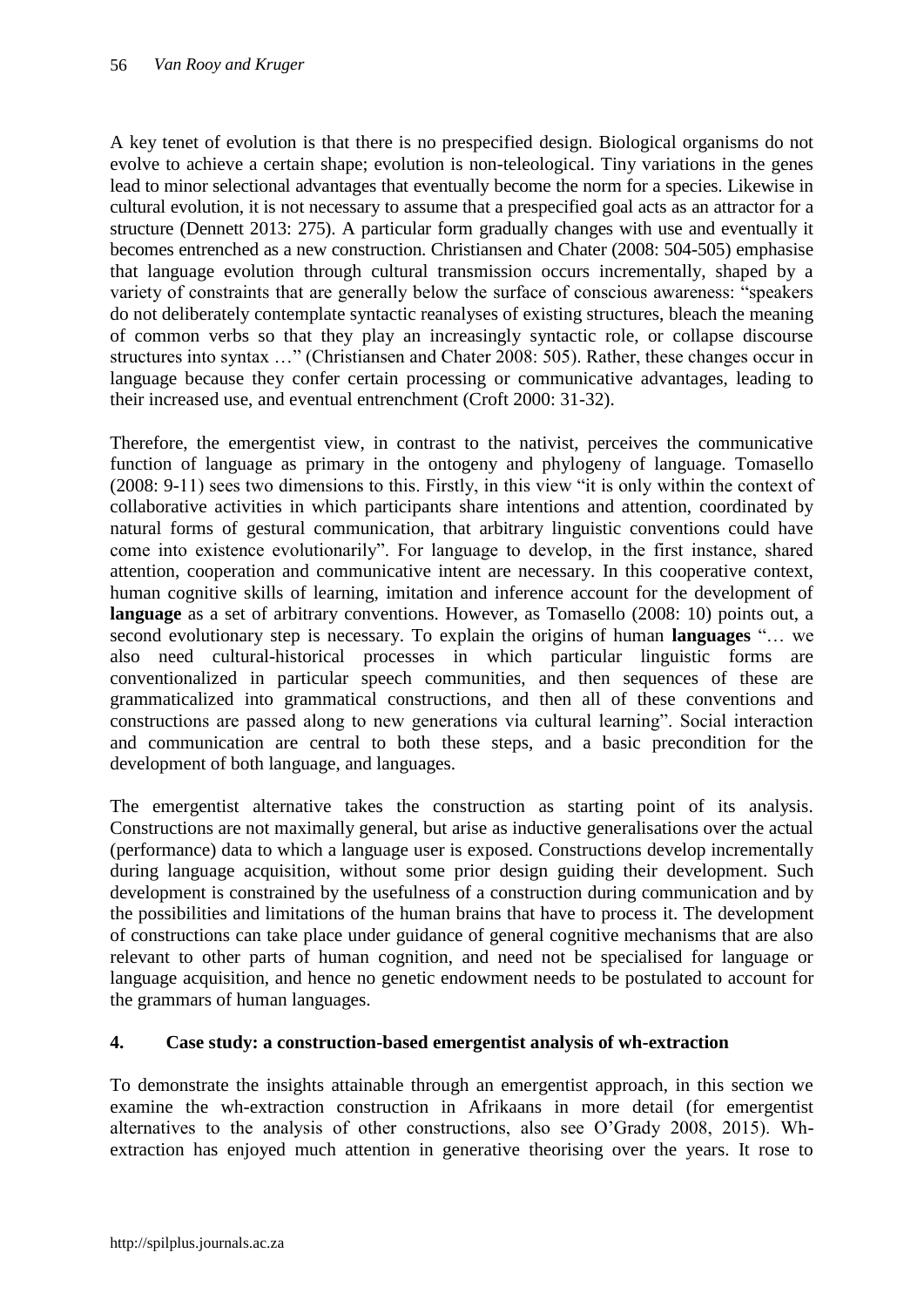A key tenet of evolution is that there is no prespecified design. Biological organisms do not evolve to achieve a certain shape; evolution is non-teleological. Tiny variations in the genes lead to minor selectional advantages that eventually become the norm for a species. Likewise in cultural evolution, it is not necessary to assume that a prespecified goal acts as an attractor for a structure (Dennett 2013: 275). A particular form gradually changes with use and eventually it becomes entrenched as a new construction. Christiansen and Chater (2008: 504-505) emphasise that language evolution through cultural transmission occurs incrementally, shaped by a variety of constraints that are generally below the surface of conscious awareness: "speakers do not deliberately contemplate syntactic reanalyses of existing structures, bleach the meaning of common verbs so that they play an increasingly syntactic role, or collapse discourse structures into syntax …" (Christiansen and Chater 2008: 505). Rather, these changes occur in language because they confer certain processing or communicative advantages, leading to their increased use, and eventual entrenchment (Croft 2000: 31-32).

Therefore, the emergentist view, in contrast to the nativist, perceives the communicative function of language as primary in the ontogeny and phylogeny of language. Tomasello (2008: 9-11) sees two dimensions to this. Firstly, in this view "it is only within the context of collaborative activities in which participants share intentions and attention, coordinated by natural forms of gestural communication, that arbitrary linguistic conventions could have come into existence evolutionarily". For language to develop, in the first instance, shared attention, cooperation and communicative intent are necessary. In this cooperative context, human cognitive skills of learning, imitation and inference account for the development of **language** as a set of arbitrary conventions. However, as Tomasello (2008: 10) points out, a second evolutionary step is necessary. To explain the origins of human **languages** "… we also need cultural-historical processes in which particular linguistic forms are conventionalized in particular speech communities, and then sequences of these are grammaticalized into grammatical constructions, and then all of these conventions and constructions are passed along to new generations via cultural learning". Social interaction and communication are central to both these steps, and a basic precondition for the development of both language, and languages.

The emergentist alternative takes the construction as starting point of its analysis. Constructions are not maximally general, but arise as inductive generalisations over the actual (performance) data to which a language user is exposed. Constructions develop incrementally during language acquisition, without some prior design guiding their development. Such development is constrained by the usefulness of a construction during communication and by the possibilities and limitations of the human brains that have to process it. The development of constructions can take place under guidance of general cognitive mechanisms that are also relevant to other parts of human cognition, and need not be specialised for language or language acquisition, and hence no genetic endowment needs to be postulated to account for the grammars of human languages.

## 4. Case study: a construction-based emergentist analysis of wh-extraction

To demonstrate the insights attainable through an emergentist approach, in this section we examine the wh-extraction construction in Afrikaans in more detail (for emergentist alternatives to the analysis of other constructions, also see O'Grady 2008, 2015). Wh-extraction has enjoyed much attention in generative theorising over the years. It rose to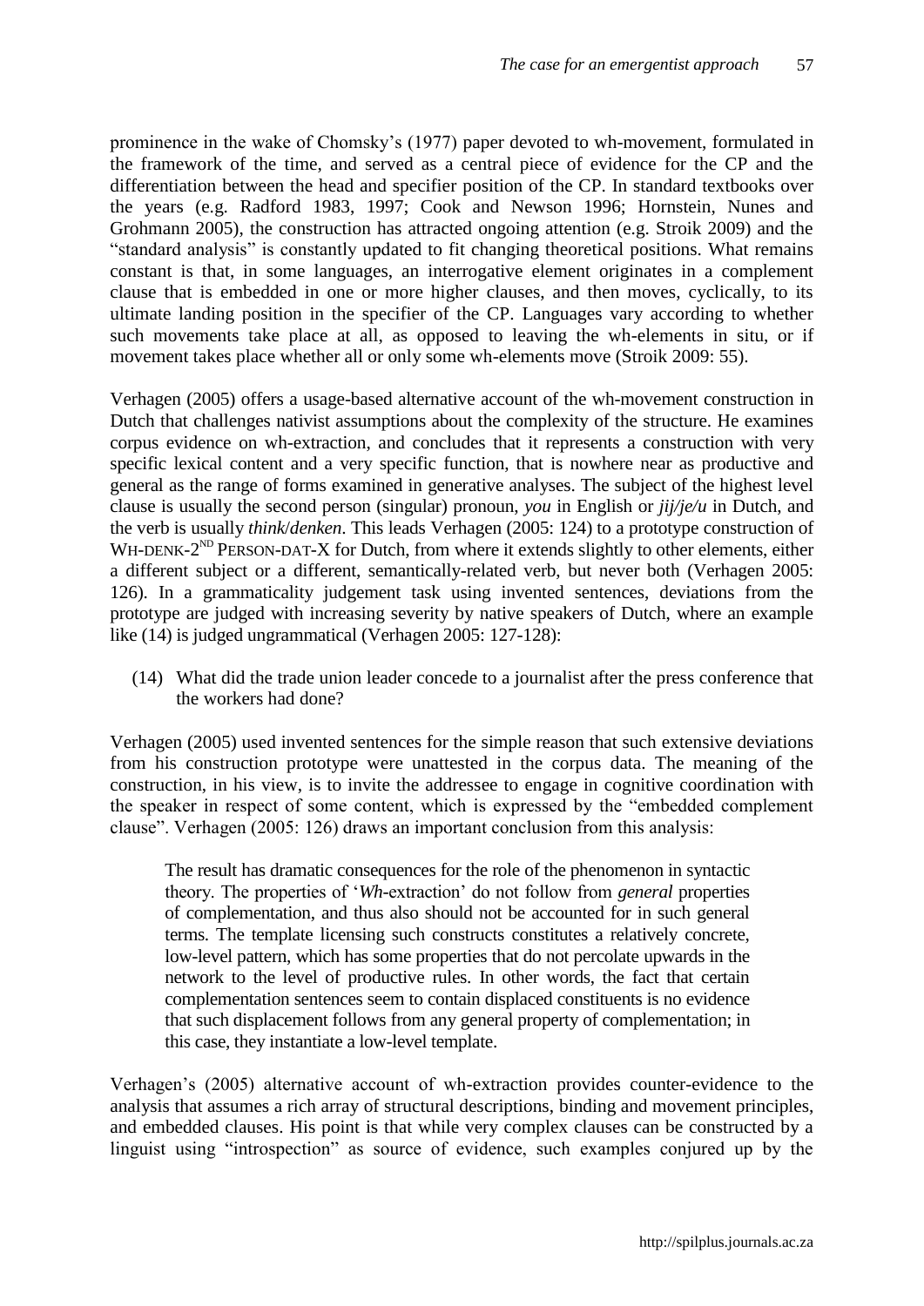prominence in the wake of Chomsky's (1977) paper devoted to wh-movement, formulated in the framework of the time, and served as a central piece of evidence for the CP and the differentiation between the head and specifier position of the CP. In standard textbooks over the years (e.g. Radford 1983, 1997; Cook and Newson 1996; Hornstein, Nunes and Grohmann 2005), the construction has attracted ongoing attention (e.g. Stroik 2009) and the "standard analysis" is constantly updated to fit changing theoretical positions. What remains constant is that, in some languages, an interrogative element originates in a complement clause that is embedded in one or more higher clauses, and then moves, cyclically, to its ultimate landing position in the specifier of the CP. Languages vary according to whether such movements take place at all, as opposed to leaving the wh-elements in situ, or if movement takes place whether all or only some wh-elements move (Stroik 2009: 55).

Verhagen (2005) offers a usage-based alternative account of the wh-movement construction in Dutch that challenges nativist assumptions about the complexity of the structure. He examines corpus evidence on wh-extraction, and concludes that it represents a construction with very specific lexical content and a very specific function, that is nowhere near as productive and general as the range of forms examined in generative analyses. The subject of the highest level clause is usually the second person (singular) pronoun, *you* in English or *jij/je/u* in Dutch, and the verb is usually *think*/*denken*. This leads Verhagen (2005: 124) to a prototype construction of WH-DENK-2[ND] PERSON-DAT-X for Dutch, from where it extends slightly to other elements, either a different subject or a different, semantically-related verb, but never both (Verhagen 2005: 126). In a grammaticality judgement task using invented sentences, deviations from the prototype are judged with increasing severity by native speakers of Dutch, where an example like (14) is judged ungrammatical (Verhagen 2005: 127-128):

(14) What did the trade union leader concede to a journalist after the press conference that the workers had done?

Verhagen (2005) used invented sentences for the simple reason that such extensive deviations from his construction prototype were unattested in the corpus data. The meaning of the construction, in his view, is to invite the addressee to engage in cognitive coordination with the speaker in respect of some content, which is expressed by the "embedded complement clause". Verhagen (2005: 126) draws an important conclusion from this analysis:

> The result has dramatic consequences for the role of the phenomenon in syntactic theory. The properties of '*Wh*-extraction' do not follow from *general* properties of complementation, and thus also should not be accounted for in such general terms. The template licensing such constructs constitutes a relatively concrete, low-level pattern, which has some properties that do not percolate upwards in the network to the level of productive rules. In other words, the fact that certain complementation sentences seem to contain displaced constituents is no evidence that such displacement follows from any general property of complementation; in this case, they instantiate a low-level template.

Verhagen's (2005) alternative account of wh-extraction provides counter-evidence to the analysis that assumes a rich array of structural descriptions, binding and movement principles, and embedded clauses. His point is that while very complex clauses can be constructed by a linguist using "introspection" as source of evidence, such examples conjured up by the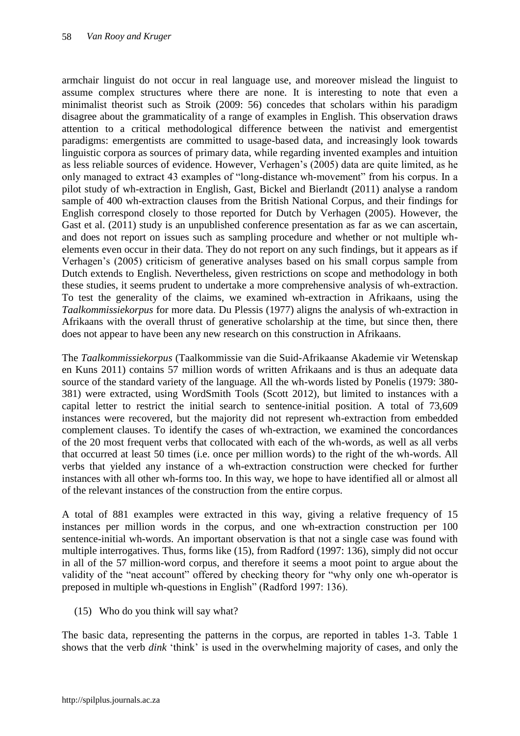armchair linguist do not occur in real language use, and moreover mislead the linguist to assume complex structures where there are none. It is interesting to note that even a minimalist theorist such as Stroik (2009: 56) concedes that scholars within his paradigm disagree about the grammaticality of a range of examples in English. This observation draws attention to a critical methodological difference between the nativist and emergentist paradigms: emergentists are committed to usage-based data, and increasingly look towards linguistic corpora as sources of primary data, while regarding invented examples and intuition as less reliable sources of evidence. However, Verhagen's (2005) data are quite limited, as he only managed to extract 43 examples of "long-distance wh-movement" from his corpus. In a pilot study of wh-extraction in English, Gast, Bickel and Bierlandt (2011) analyse a random sample of 400 wh-extraction clauses from the British National Corpus, and their findings for English correspond closely to those reported for Dutch by Verhagen (2005). However, the Gast et al. (2011) study is an unpublished conference presentation as far as we can ascertain, and does not report on issues such as sampling procedure and whether or not multiple wh-elements even occur in their data. They do not report on any such findings, but it appears as if Verhagen's (2005) criticism of generative analyses based on his small corpus sample from Dutch extends to English. Nevertheless, given restrictions on scope and methodology in both these studies, it seems prudent to undertake a more comprehensive analysis of wh-extraction. To test the generality of the claims, we examined wh-extraction in Afrikaans, using the *Taalkommissiekorpus* for more data. Du Plessis (1977) aligns the analysis of wh-extraction in Afrikaans with the overall thrust of generative scholarship at the time, but since then, there does not appear to have been any new research on this construction in Afrikaans.

The *Taalkommissiekorpus* (Taalkommissie van die Suid-Afrikaanse Akademie vir Wetenskap en Kuns 2011) contains 57 million words of written Afrikaans and is thus an adequate data source of the standard variety of the language. All the wh-words listed by Ponelis (1979: 380-381) were extracted, using WordSmith Tools (Scott 2012), but limited to instances with a capital letter to restrict the initial search to sentence-initial position. A total of 73,609 instances were recovered, but the majority did not represent wh-extraction from embedded complement clauses. To identify the cases of wh-extraction, we examined the concordances of the 20 most frequent verbs that collocated with each of the wh-words, as well as all verbs that occurred at least 50 times (i.e. once per million words) to the right of the wh-words. All verbs that yielded any instance of a wh-extraction construction were checked for further instances with all other wh-forms too. In this way, we hope to have identified all or almost all of the relevant instances of the construction from the entire corpus.

A total of 881 examples were extracted in this way, giving a relative frequency of 15 instances per million words in the corpus, and one wh-extraction construction per 100 sentence-initial wh-words. An important observation is that not a single case was found with multiple interrogatives. Thus, forms like (15), from Radford (1997: 136), simply did not occur in all of the 57 million-word corpus, and therefore it seems a moot point to argue about the validity of the "neat account" offered by checking theory for "why only one wh-operator is preposed in multiple wh-questions in English" (Radford 1997: 136).

(15) Who do you think will say what?

The basic data, representing the patterns in the corpus, are reported in tables 1-3. Table 1 shows that the verb *dink* 'think' is used in the overwhelming majority of cases, and only the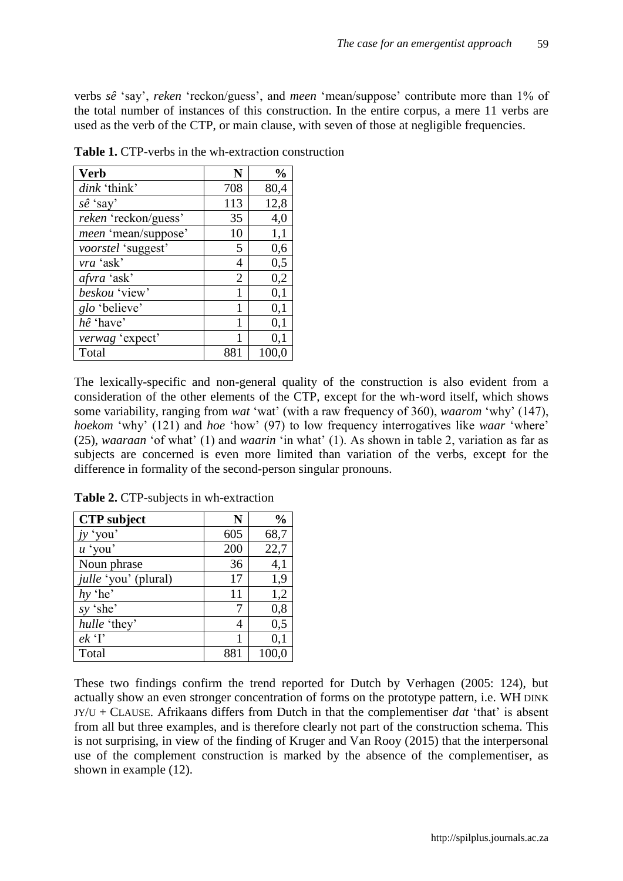verbs *sê* 'say', *reken* 'reckon/guess', and *meen* 'mean/suppose' contribute more than 1% of the total number of instances of this construction. In the entire corpus, a mere 11 verbs are used as the verb of the CTP, or main clause, with seven of those at negligible frequencies.

**Table 1.** CTP-verbs in the wh-extraction construction

| Verb | N | % |
|---|---|---|
| *dink* 'think' | 708 | 80,4 |
| *sê* 'say' | 113 | 12,8 |
| *reken* 'reckon/guess' | 35 | 4,0 |
| *meen* 'mean/suppose' | 10 | 1,1 |
| *voorstel* 'suggest' | 5 | 0,6 |
| *vra* 'ask' | 4 | 0,5 |
| *afvra* 'ask' | 2 | 0,2 |
| *beskou* 'view' | 1 | 0,1 |
| *glo* 'believe' | 1 | 0,1 |
| *hê* 'have' | 1 | 0,1 |
| *verwag* 'expect' | 1 | 0,1 |
| Total | 881 | 100,0 |

The lexically-specific and non-general quality of the construction is also evident from a consideration of the other elements of the CTP, except for the wh-word itself, which shows some variability, ranging from *wat* 'wat' (with a raw frequency of 360), *waarom* 'why' (147), *hoekom* 'why' (121) and *hoe* 'how' (97) to low frequency interrogatives like *waar* 'where' (25), *waaraan* 'of what' (1) and *waarin* 'in what' (1). As shown in table 2, variation as far as subjects are concerned is even more limited than variation of the verbs, except for the difference in formality of the second-person singular pronouns.

**Table 2.** CTP-subjects in wh-extraction

| CTP subject | N | % |
|---|---|---|
| *jy* 'you' | 605 | 68,7 |
| *u* 'you' | 200 | 22,7 |
| Noun phrase | 36 | 4,1 |
| *julle* 'you' (plural) | 17 | 1,9 |
| *hy* 'he' | 11 | 1,2 |
| *sy* 'she' | 7 | 0,8 |
| *hulle* 'they' | 4 | 0,5 |
| *ek* 'I' | 1 | 0,1 |
| Total | 881 | 100,0 |

These two findings confirm the trend reported for Dutch by Verhagen (2005: 124), but actually show an even stronger concentration of forms on the prototype pattern, i.e. WH DINK JY/U + CLAUSE. Afrikaans differs from Dutch in that the complementiser *dat* 'that' is absent from all but three examples, and is therefore clearly not part of the construction schema. This is not surprising, in view of the finding of Kruger and Van Rooy (2015) that the interpersonal use of the complement construction is marked by the absence of the complementiser, as shown in example (12).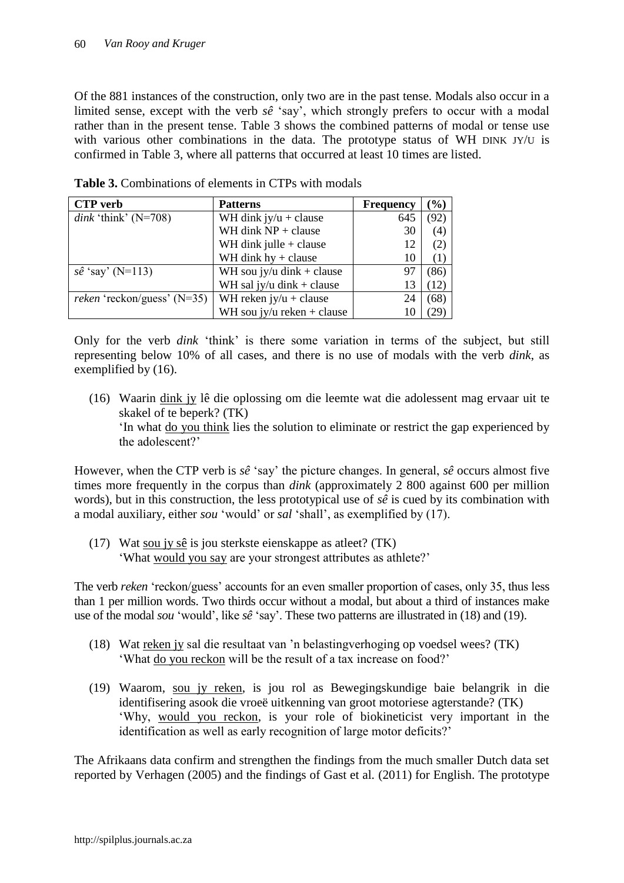Of the 881 instances of the construction, only two are in the past tense. Modals also occur in a limited sense, except with the verb *sê* 'say', which strongly prefers to occur with a modal rather than in the present tense. Table 3 shows the combined patterns of modal or tense use with various other combinations in the data. The prototype status of WH DINK JY/U is confirmed in Table 3, where all patterns that occurred at least 10 times are listed.

**Table 3.** Combinations of elements in CTPs with modals

| CTP verb | Patterns | Frequency | (%) |
|---|---|---|---|
| *dink* 'think' (N=708) | WH dink jy/u + clause | 645 | (92) |
| | WH dink NP + clause | 30 | (4) |
| | WH dink julle + clause | 12 | (2) |
| | WH dink hy + clause | 10 | (1) |
| *sê* 'say' (N=113) | WH sou jy/u dink + clause | 97 | (86) |
| | WH sal jy/u dink + clause | 13 | (12) |
| *reken* 'reckon/guess' (N=35) | WH reken jy/u + clause | 24 | (68) |
| | WH sou jy/u reken + clause | 10 | (29) |

Only for the verb *dink* 'think' is there some variation in terms of the subject, but still representing below 10% of all cases, and there is no use of modals with the verb *dink*, as exemplified by (16).

(16) Waarin dink jy lê die oplossing om die leemte wat die adolessent mag ervaar uit te skakel of te beperk? (TK)
'In what do you think lies the solution to eliminate or restrict the gap experienced by the adolescent?'

However, when the CTP verb is *sê* 'say' the picture changes. In general, *sê* occurs almost five times more frequently in the corpus than *dink* (approximately 2 800 against 600 per million words), but in this construction, the less prototypical use of *sê* is cued by its combination with a modal auxiliary, either *sou* 'would' or *sal* 'shall', as exemplified by (17).

(17) Wat sou jy sê is jou sterkste eienskappe as atleet? (TK)
'What would you say are your strongest attributes as athlete?'

The verb *reken* 'reckon/guess' accounts for an even smaller proportion of cases, only 35, thus less than 1 per million words. Two thirds occur without a modal, but about a third of instances make use of the modal *sou* 'would', like *sê* 'say'. These two patterns are illustrated in (18) and (19).

(18) Wat reken jy sal die resultaat van 'n belastingverhoging op voedsel wees? (TK)
'What do you reckon will be the result of a tax increase on food?'

(19) Waarom, sou jy reken, is jou rol as Bewegingskundige baie belangrik in die identifisering asook die vroeë uitkenning van groot motoriese agterstande? (TK)
'Why, would you reckon, is your role of biokineticist very important in the identification as well as early recognition of large motor deficits?'

The Afrikaans data confirm and strengthen the findings from the much smaller Dutch data set reported by Verhagen (2005) and the findings of Gast et al. (2011) for English. The prototype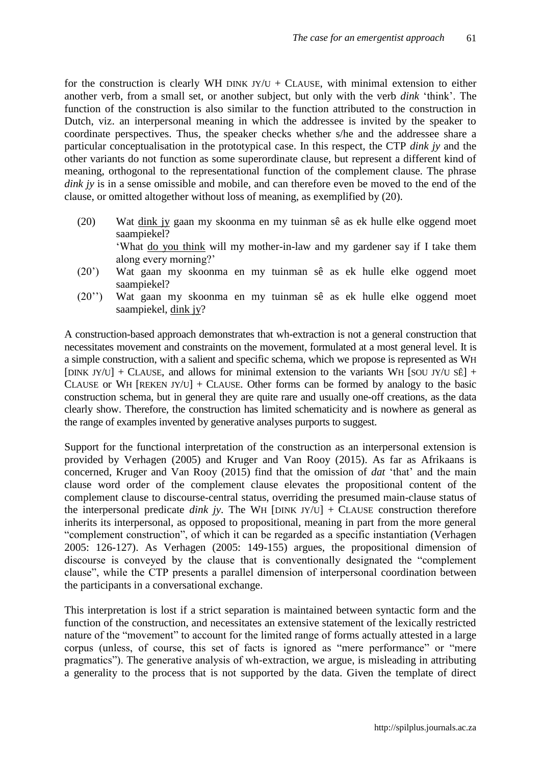for the construction is clearly WH DINK JY/U + CLAUSE, with minimal extension to either another verb, from a small set, or another subject, but only with the verb *dink* 'think'. The function of the construction is also similar to the function attributed to the construction in Dutch, viz. an interpersonal meaning in which the addressee is invited by the speaker to coordinate perspectives. Thus, the speaker checks whether s/he and the addressee share a particular conceptualisation in the prototypical case. In this respect, the CTP *dink jy* and the other variants do not function as some superordinate clause, but represent a different kind of meaning, orthogonal to the representational function of the complement clause. The phrase *dink jy* is in a sense omissible and mobile, and can therefore even be moved to the end of the clause, or omitted altogether without loss of meaning, as exemplified by (20).

(20) Wat <u>dink jy</u> gaan my skoonma en my tuinman sê as ek hulle elke oggend moet saampiekel?
'What <u>do you think</u> will my mother-in-law and my gardener say if I take them along every morning?'

(20') Wat gaan my skoonma en my tuinman sê as ek hulle elke oggend moet saampiekel?

(20'') Wat gaan my skoonma en my tuinman sê as ek hulle elke oggend moet saampiekel, <u>dink jy</u>?

A construction-based approach demonstrates that wh-extraction is not a general construction that necessitates movement and constraints on the movement, formulated at a most general level. It is a simple construction, with a salient and specific schema, which we propose is represented as WH [DINK JY/U] + CLAUSE, and allows for minimal extension to the variants WH [SOU JY/U SÊ] + CLAUSE or WH [REKEN JY/U] + CLAUSE. Other forms can be formed by analogy to the basic construction schema, but in general they are quite rare and usually one-off creations, as the data clearly show. Therefore, the construction has limited schematicity and is nowhere as general as the range of examples invented by generative analyses purports to suggest.

Support for the functional interpretation of the construction as an interpersonal extension is provided by Verhagen (2005) and Kruger and Van Rooy (2015). As far as Afrikaans is concerned, Kruger and Van Rooy (2015) find that the omission of *dat* 'that' and the main clause word order of the complement clause elevates the propositional content of the complement clause to discourse-central status, overriding the presumed main-clause status of the interpersonal predicate *dink jy*. The WH [DINK JY/U] + CLAUSE construction therefore inherits its interpersonal, as opposed to propositional, meaning in part from the more general "complement construction", of which it can be regarded as a specific instantiation (Verhagen 2005: 126-127). As Verhagen (2005: 149-155) argues, the propositional dimension of discourse is conveyed by the clause that is conventionally designated the "complement clause", while the CTP presents a parallel dimension of interpersonal coordination between the participants in a conversational exchange.

This interpretation is lost if a strict separation is maintained between syntactic form and the function of the construction, and necessitates an extensive statement of the lexically restricted nature of the "movement" to account for the limited range of forms actually attested in a large corpus (unless, of course, this set of facts is ignored as "mere performance" or "mere pragmatics"). The generative analysis of wh-extraction, we argue, is misleading in attributing a generality to the process that is not supported by the data. Given the template of direct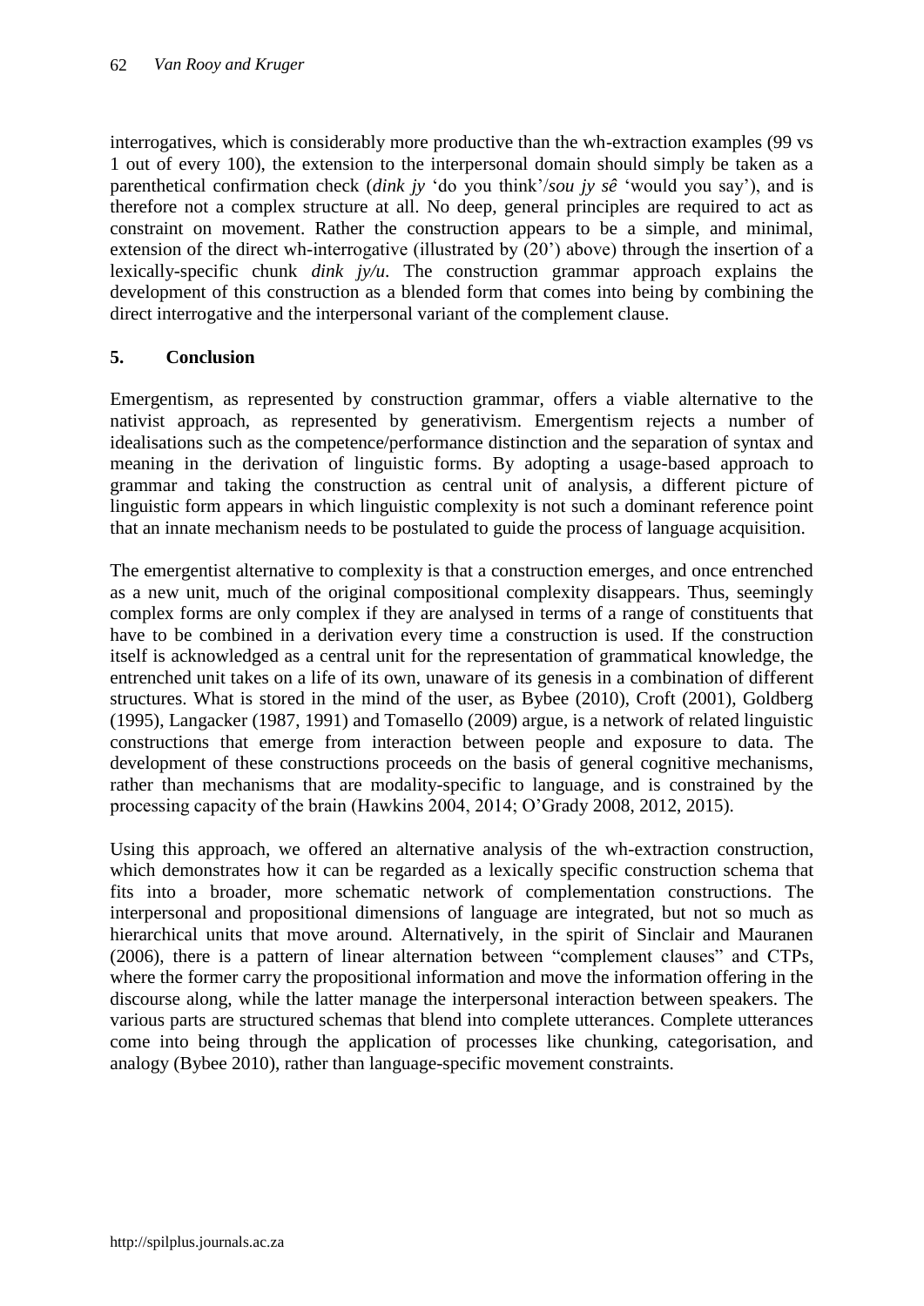interrogatives, which is considerably more productive than the wh-extraction examples (99 vs 1 out of every 100), the extension to the interpersonal domain should simply be taken as a parenthetical confirmation check (*dink jy* 'do you think'/*sou jy sê* 'would you say'), and is therefore not a complex structure at all. No deep, general principles are required to act as constraint on movement. Rather the construction appears to be a simple, and minimal, extension of the direct wh-interrogative (illustrated by (20') above) through the insertion of a lexically-specific chunk *dink jy/u*. The construction grammar approach explains the development of this construction as a blended form that comes into being by combining the direct interrogative and the interpersonal variant of the complement clause.

## 5. Conclusion

Emergentism, as represented by construction grammar, offers a viable alternative to the nativist approach, as represented by generativism. Emergentism rejects a number of idealisations such as the competence/performance distinction and the separation of syntax and meaning in the derivation of linguistic forms. By adopting a usage-based approach to grammar and taking the construction as central unit of analysis, a different picture of linguistic form appears in which linguistic complexity is not such a dominant reference point that an innate mechanism needs to be postulated to guide the process of language acquisition.

The emergentist alternative to complexity is that a construction emerges, and once entrenched as a new unit, much of the original compositional complexity disappears. Thus, seemingly complex forms are only complex if they are analysed in terms of a range of constituents that have to be combined in a derivation every time a construction is used. If the construction itself is acknowledged as a central unit for the representation of grammatical knowledge, the entrenched unit takes on a life of its own, unaware of its genesis in a combination of different structures. What is stored in the mind of the user, as Bybee (2010), Croft (2001), Goldberg (1995), Langacker (1987, 1991) and Tomasello (2009) argue, is a network of related linguistic constructions that emerge from interaction between people and exposure to data. The development of these constructions proceeds on the basis of general cognitive mechanisms, rather than mechanisms that are modality-specific to language, and is constrained by the processing capacity of the brain (Hawkins 2004, 2014; O'Grady 2008, 2012, 2015).

Using this approach, we offered an alternative analysis of the wh-extraction construction, which demonstrates how it can be regarded as a lexically specific construction schema that fits into a broader, more schematic network of complementation constructions. The interpersonal and propositional dimensions of language are integrated, but not so much as hierarchical units that move around. Alternatively, in the spirit of Sinclair and Mauranen (2006), there is a pattern of linear alternation between "complement clauses" and CTPs, where the former carry the propositional information and move the information offering in the discourse along, while the latter manage the interpersonal interaction between speakers. The various parts are structured schemas that blend into complete utterances. Complete utterances come into being through the application of processes like chunking, categorisation, and analogy (Bybee 2010), rather than language-specific movement constraints.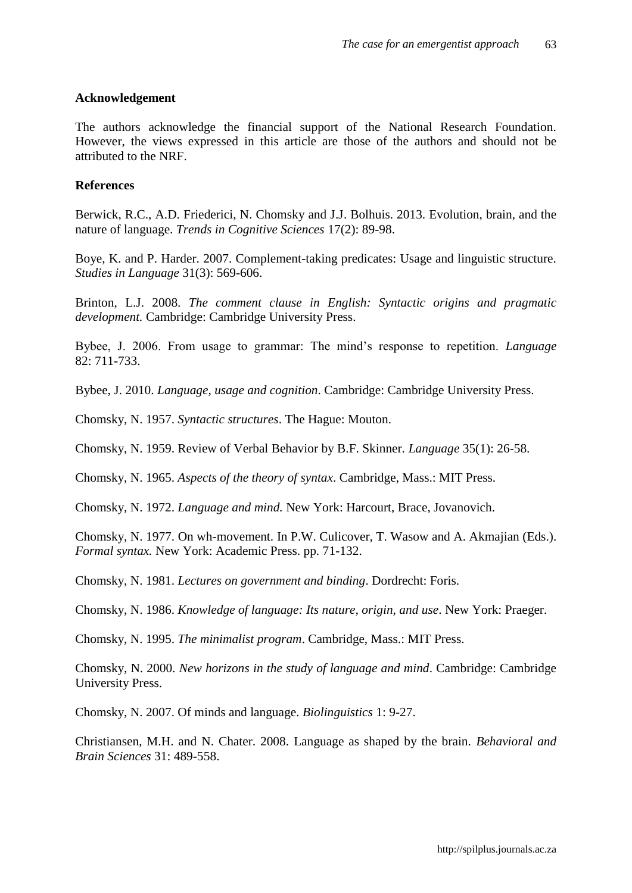### Acknowledgement

The authors acknowledge the financial support of the National Research Foundation. However, the views expressed in this article are those of the authors and should not be attributed to the NRF.

### References

Berwick, R.C., A.D. Friederici, N. Chomsky and J.J. Bolhuis. 2013. Evolution, brain, and the nature of language. *Trends in Cognitive Sciences* 17(2): 89-98.

Boye, K. and P. Harder. 2007. Complement-taking predicates: Usage and linguistic structure. *Studies in Language* 31(3): 569-606.

Brinton, L.J. 2008. *The comment clause in English: Syntactic origins and pragmatic development.* Cambridge: Cambridge University Press.

Bybee, J. 2006. From usage to grammar: The mind's response to repetition. *Language* 82: 711-733.

Bybee, J. 2010. *Language, usage and cognition*. Cambridge: Cambridge University Press.

Chomsky, N. 1957. *Syntactic structures*. The Hague: Mouton.

Chomsky, N. 1959. Review of Verbal Behavior by B.F. Skinner. *Language* 35(1): 26-58.

Chomsky, N. 1965. *Aspects of the theory of syntax*. Cambridge, Mass.: MIT Press.

Chomsky, N. 1972. *Language and mind.* New York: Harcourt, Brace, Jovanovich.

Chomsky, N. 1977. On wh-movement. In P.W. Culicover, T. Wasow and A. Akmajian (Eds.). *Formal syntax.* New York: Academic Press. pp. 71-132.

Chomsky, N. 1981. *Lectures on government and binding*. Dordrecht: Foris.

Chomsky, N. 1986. *Knowledge of language: Its nature, origin, and use*. New York: Praeger.

Chomsky, N. 1995. *The minimalist program*. Cambridge, Mass.: MIT Press.

Chomsky, N. 2000. *New horizons in the study of language and mind*. Cambridge: Cambridge University Press.

Chomsky, N. 2007. Of minds and language. *Biolinguistics* 1: 9-27.

Christiansen, M.H. and N. Chater. 2008. Language as shaped by the brain. *Behavioral and Brain Sciences* 31: 489-558.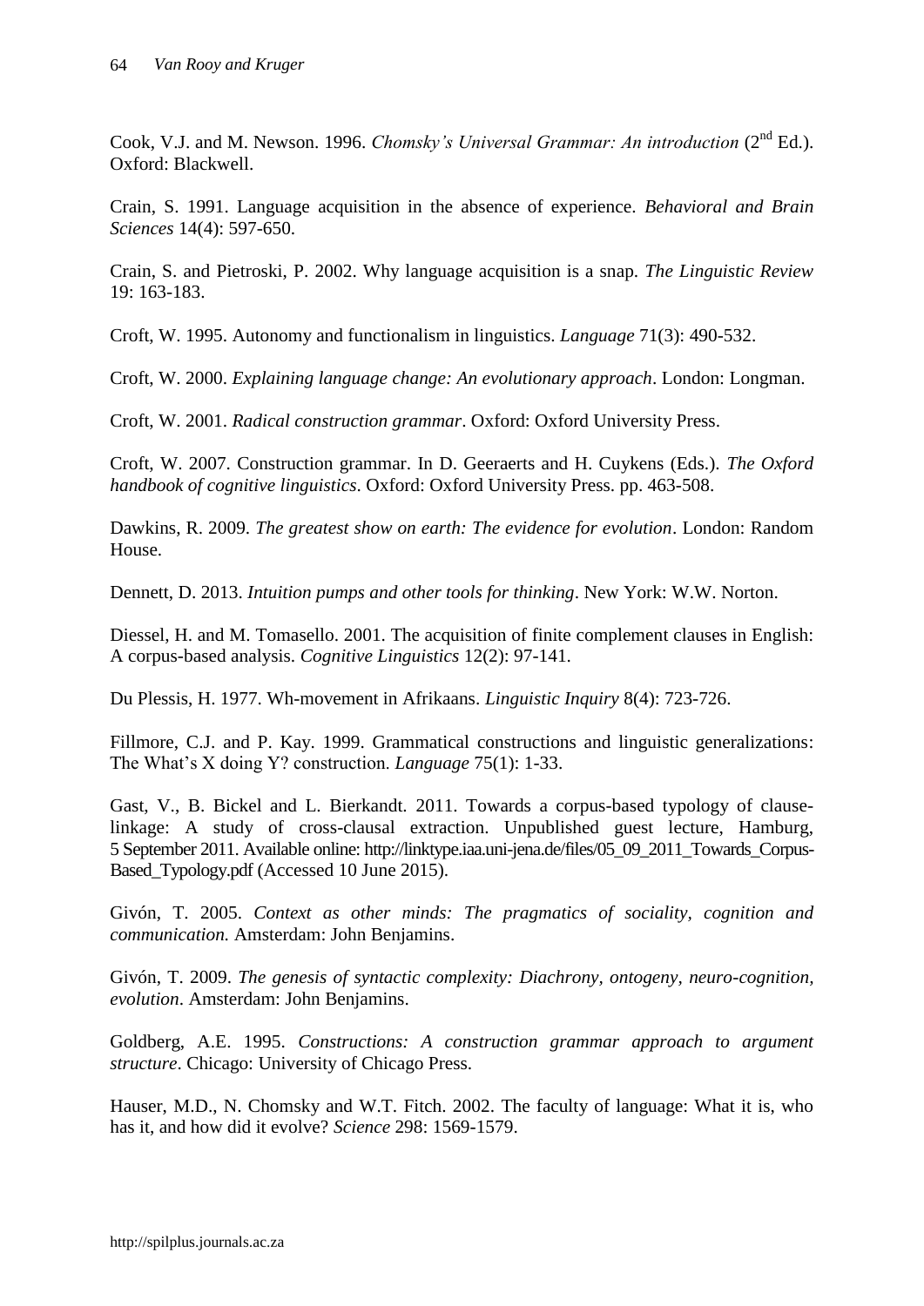Cook, V.J. and M. Newson. 1996. *Chomsky's Universal Grammar: An introduction* (2nd Ed.). Oxford: Blackwell.

Crain, S. 1991. Language acquisition in the absence of experience. *Behavioral and Brain Sciences* 14(4): 597-650.

Crain, S. and Pietroski, P. 2002. Why language acquisition is a snap. *The Linguistic Review* 19: 163-183.

Croft, W. 1995. Autonomy and functionalism in linguistics. *Language* 71(3): 490-532.

Croft, W. 2000. *Explaining language change: An evolutionary approach*. London: Longman.

Croft, W. 2001. *Radical construction grammar*. Oxford: Oxford University Press.

Croft, W. 2007. Construction grammar. In D. Geeraerts and H. Cuykens (Eds.). *The Oxford handbook of cognitive linguistics*. Oxford: Oxford University Press. pp. 463-508.

Dawkins, R. 2009. *The greatest show on earth: The evidence for evolution*. London: Random House.

Dennett, D. 2013. *Intuition pumps and other tools for thinking*. New York: W.W. Norton.

Diessel, H. and M. Tomasello. 2001. The acquisition of finite complement clauses in English: A corpus-based analysis. *Cognitive Linguistics* 12(2): 97-141.

Du Plessis, H. 1977. Wh-movement in Afrikaans. *Linguistic Inquiry* 8(4): 723-726.

Fillmore, C.J. and P. Kay. 1999. Grammatical constructions and linguistic generalizations: The What's X doing Y? construction. *Language* 75(1): 1-33.

Gast, V., B. Bickel and L. Bierkandt. 2011. Towards a corpus-based typology of clause-linkage: A study of cross-clausal extraction. Unpublished guest lecture, Hamburg, 5 September 2011. Available online: http://linktype.iaa.uni-jena.de/files/05_09_2011_Towards_Corpus-Based_Typology.pdf (Accessed 10 June 2015).

Givón, T. 2005. *Context as other minds: The pragmatics of sociality, cognition and communication.* Amsterdam: John Benjamins.

Givón, T. 2009. *The genesis of syntactic complexity: Diachrony, ontogeny, neuro-cognition, evolution*. Amsterdam: John Benjamins.

Goldberg, A.E. 1995. *Constructions: A construction grammar approach to argument structure*. Chicago: University of Chicago Press.

Hauser, M.D., N. Chomsky and W.T. Fitch. 2002. The faculty of language: What it is, who has it, and how did it evolve? *Science* 298: 1569-1579.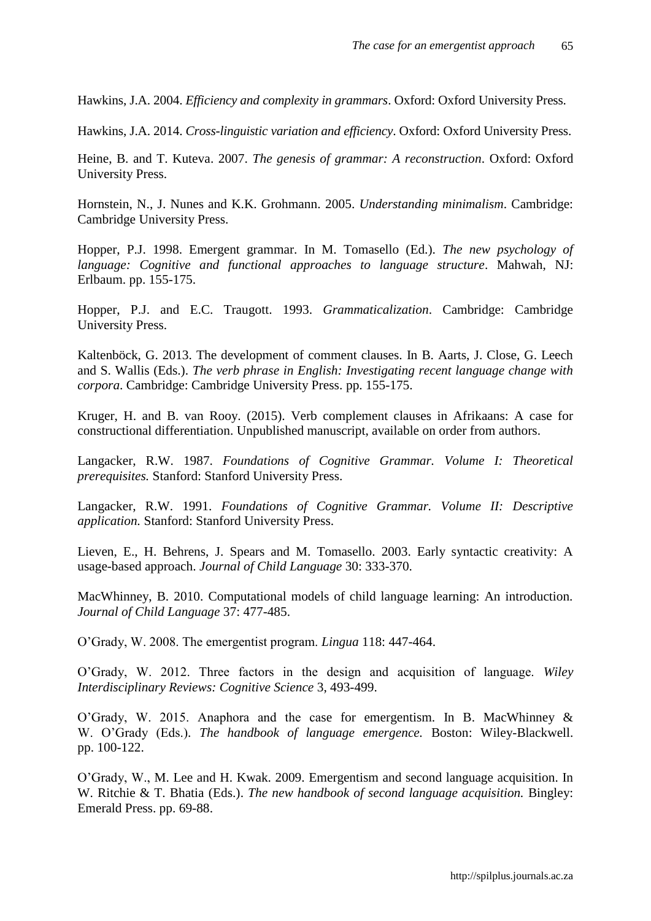Hawkins, J.A. 2004. *Efficiency and complexity in grammars*. Oxford: Oxford University Press.

Hawkins, J.A. 2014. *Cross-linguistic variation and efficiency*. Oxford: Oxford University Press.

Heine, B. and T. Kuteva. 2007. *The genesis of grammar: A reconstruction*. Oxford: Oxford University Press.

Hornstein, N., J. Nunes and K.K. Grohmann. 2005. *Understanding minimalism*. Cambridge: Cambridge University Press.

Hopper, P.J. 1998. Emergent grammar. In M. Tomasello (Ed.). *The new psychology of language: Cognitive and functional approaches to language structure*. Mahwah, NJ: Erlbaum. pp. 155-175.

Hopper, P.J. and E.C. Traugott. 1993. *Grammaticalization*. Cambridge: Cambridge University Press.

Kaltenböck, G. 2013. The development of comment clauses. In B. Aarts, J. Close, G. Leech and S. Wallis (Eds.). *The verb phrase in English: Investigating recent language change with corpora*. Cambridge: Cambridge University Press. pp. 155-175.

Kruger, H. and B. van Rooy. (2015). Verb complement clauses in Afrikaans: A case for constructional differentiation. Unpublished manuscript, available on order from authors.

Langacker, R.W. 1987. *Foundations of Cognitive Grammar. Volume I: Theoretical prerequisites.* Stanford: Stanford University Press.

Langacker, R.W. 1991. *Foundations of Cognitive Grammar. Volume II: Descriptive application.* Stanford: Stanford University Press.

Lieven, E., H. Behrens, J. Spears and M. Tomasello. 2003. Early syntactic creativity: A usage-based approach. *Journal of Child Language* 30: 333-370.

MacWhinney, B. 2010. Computational models of child language learning: An introduction. *Journal of Child Language* 37: 477-485.

O'Grady, W. 2008. The emergentist program. *Lingua* 118: 447-464.

O'Grady, W. 2012. Three factors in the design and acquisition of language. *Wiley Interdisciplinary Reviews: Cognitive Science* 3, 493-499.

O'Grady, W. 2015. Anaphora and the case for emergentism. In B. MacWhinney & W. O'Grady (Eds.). *The handbook of language emergence.* Boston: Wiley-Blackwell. pp. 100-122.

O'Grady, W., M. Lee and H. Kwak. 2009. Emergentism and second language acquisition. In W. Ritchie & T. Bhatia (Eds.). *The new handbook of second language acquisition.* Bingley: Emerald Press. pp. 69-88.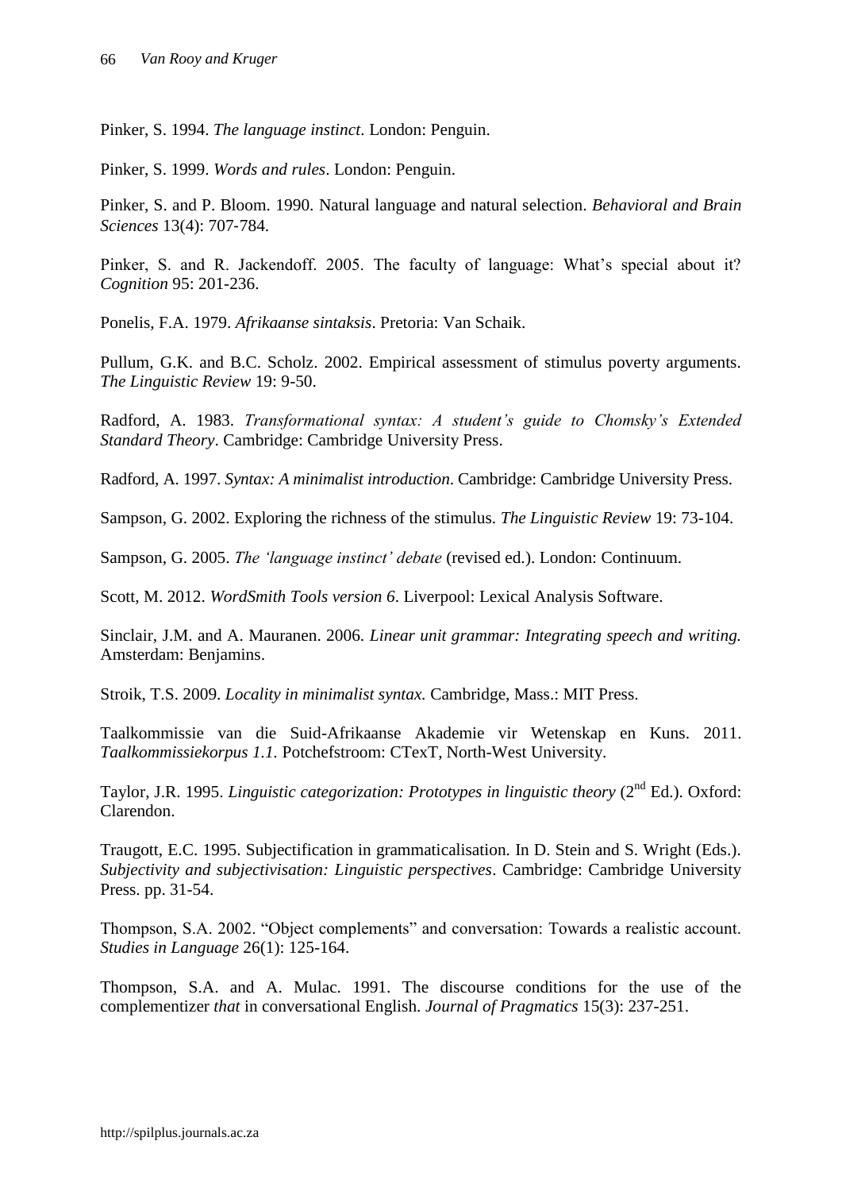Pinker, S. 1994. *The language instinct*. London: Penguin.

Pinker, S. 1999. *Words and rules*. London: Penguin.

Pinker, S. and P. Bloom. 1990. Natural language and natural selection. *Behavioral and Brain Sciences* 13(4): 707-784.

Pinker, S. and R. Jackendoff. 2005. The faculty of language: What's special about it? *Cognition* 95: 201-236.

Ponelis, F.A. 1979. *Afrikaanse sintaksis*. Pretoria: Van Schaik.

Pullum, G.K. and B.C. Scholz. 2002. Empirical assessment of stimulus poverty arguments. *The Linguistic Review* 19: 9-50.

Radford, A. 1983. *Transformational syntax: A student's guide to Chomsky's Extended Standard Theory*. Cambridge: Cambridge University Press.

Radford, A. 1997. *Syntax: A minimalist introduction*. Cambridge: Cambridge University Press.

Sampson, G. 2002. Exploring the richness of the stimulus. *The Linguistic Review* 19: 73-104.

Sampson, G. 2005. *The 'language instinct' debate* (revised ed.). London: Continuum.

Scott, M. 2012. *WordSmith Tools version 6*. Liverpool: Lexical Analysis Software.

Sinclair, J.M. and A. Mauranen. 2006. *Linear unit grammar: Integrating speech and writing.* Amsterdam: Benjamins.

Stroik, T.S. 2009. *Locality in minimalist syntax.* Cambridge, Mass.: MIT Press.

Taalkommissie van die Suid-Afrikaanse Akademie vir Wetenskap en Kuns. 2011. *Taalkommissiekorpus 1.1.* Potchefstroom: CTexT, North-West University.

Taylor, J.R. 1995. *Linguistic categorization: Prototypes in linguistic theory* (2nd Ed.). Oxford: Clarendon.

Traugott, E.C. 1995. Subjectification in grammaticalisation. In D. Stein and S. Wright (Eds.). *Subjectivity and subjectivisation: Linguistic perspectives*. Cambridge: Cambridge University Press. pp. 31-54.

Thompson, S.A. 2002. "Object complements" and conversation: Towards a realistic account. *Studies in Language* 26(1): 125-164.

Thompson, S.A. and A. Mulac. 1991. The discourse conditions for the use of the complementizer *that* in conversational English. *Journal of Pragmatics* 15(3): 237-251.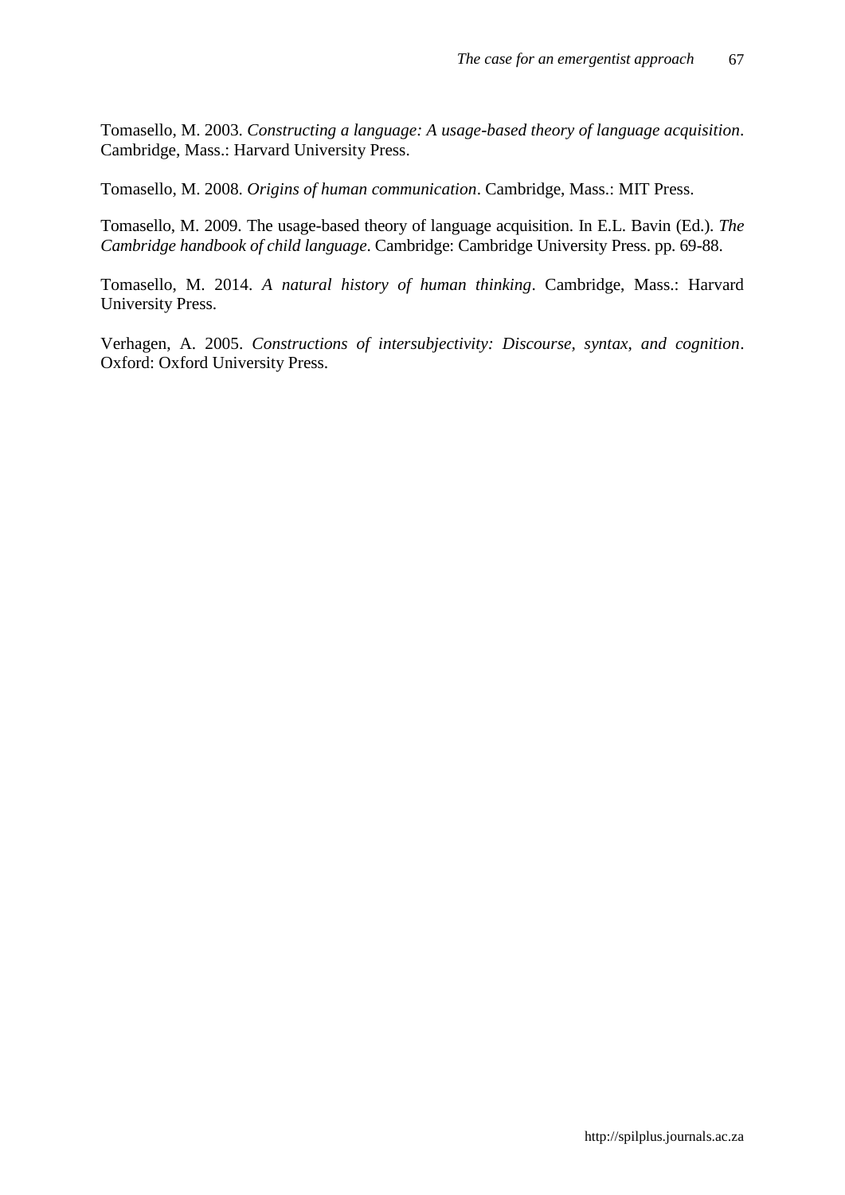Tomasello, M. 2003. *Constructing a language: A usage-based theory of language acquisition*. Cambridge, Mass.: Harvard University Press.

Tomasello, M. 2008. *Origins of human communication*. Cambridge, Mass.: MIT Press.

Tomasello, M. 2009. The usage-based theory of language acquisition. In E.L. Bavin (Ed.). *The Cambridge handbook of child language*. Cambridge: Cambridge University Press. pp. 69-88.

Tomasello, M. 2014. *A natural history of human thinking*. Cambridge, Mass.: Harvard University Press.

Verhagen, A. 2005. *Constructions of intersubjectivity: Discourse, syntax, and cognition*. Oxford: Oxford University Press.